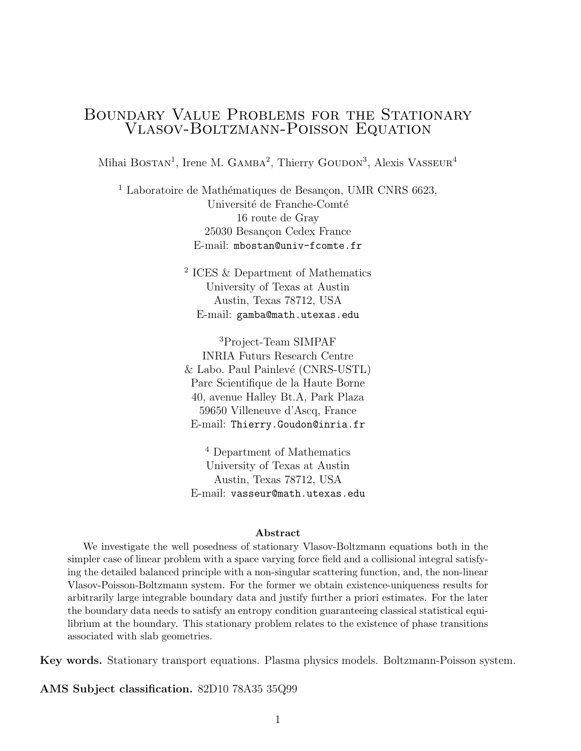# Boundary Value Problems for the Stationary Vlasov-Boltzmann-Poisson Equation

Mihai Bostan[1], Irene M. Gamba[2], Thierry Goudon[3], Alexis Vasseur[4]

[1] Laboratoire de Mathématiques de Besançon, UMR CNRS 6623,
Université de Franche-Comté
16 route de Gray
25030 Besançon Cedex France
E-mail: mbostan@univ-fcomte.fr

[2] ICES & Department of Mathematics
University of Texas at Austin
Austin, Texas 78712, USA
E-mail: gamba@math.utexas.edu

[3] Project-Team SIMPAF
INRIA Futurs Research Centre
& Labo. Paul Painlevé (CNRS-USTL)
Parc Scientifique de la Haute Borne
40, avenue Halley Bt.A, Park Plaza
59650 Villeneuve d'Ascq, France
E-mail: Thierry.Goudon@inria.fr

[4] Department of Mathematics
University of Texas at Austin
Austin, Texas 78712, USA
E-mail: vasseur@math.utexas.edu

**Abstract**

We investigate the well posedness of stationary Vlasov-Boltzmann equations both in the simpler case of linear problem with a space varying force field and a collisional integral satisfying the detailed balanced principle with a non-singular scattering function, and, the non-linear Vlasov-Poisson-Boltzmann system. For the former we obtain existence-uniqueness results for arbitrarily large integrable boundary data and justify further a priori estimates. For the later the boundary data needs to satisfy an entropy condition guaranteeing classical statistical equilibrium at the boundary. This stationary problem relates to the existence of phase transitions associated with slab geometries.

**Key words.** Stationary transport equations. Plasma physics models. Boltzmann-Poisson system.

**AMS Subject classification.** 82D10 78A35 35Q99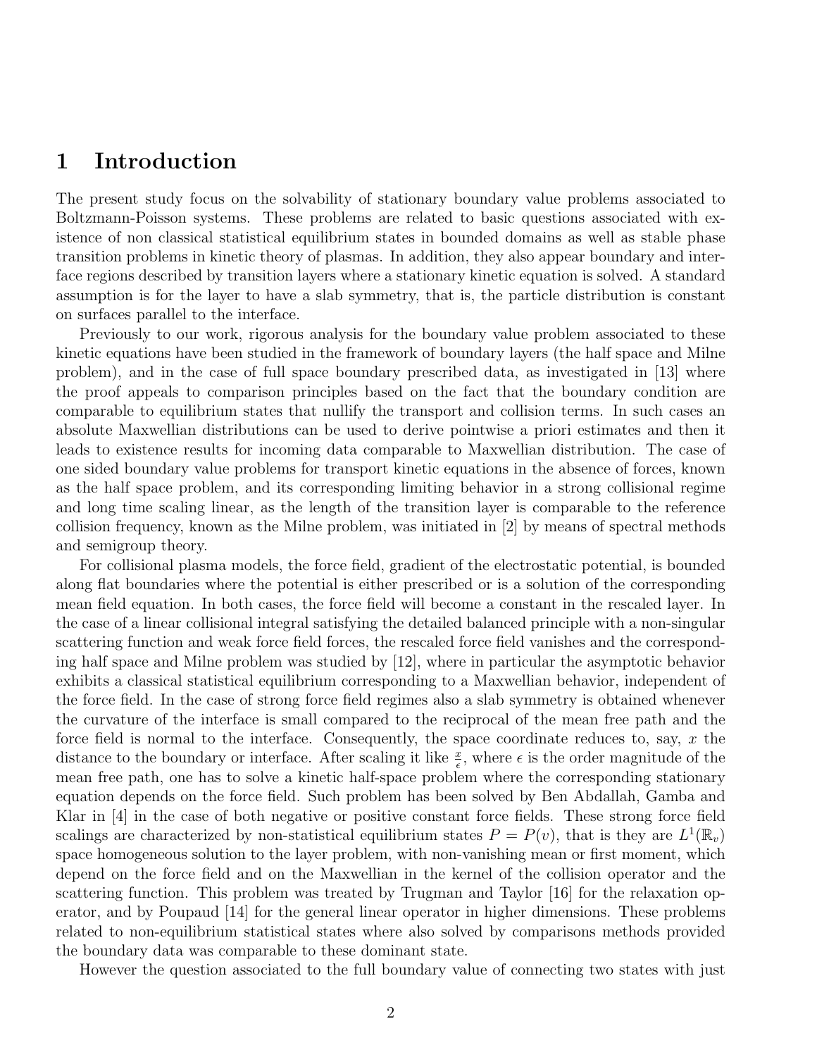# 1 Introduction

The present study focus on the solvability of stationary boundary value problems associated to Boltzmann-Poisson systems. These problems are related to basic questions associated with existence of non classical statistical equilibrium states in bounded domains as well as stable phase transition problems in kinetic theory of plasmas. In addition, they also appear boundary and interface regions described by transition layers where a stationary kinetic equation is solved. A standard assumption is for the layer to have a slab symmetry, that is, the particle distribution is constant on surfaces parallel to the interface.

Previously to our work, rigorous analysis for the boundary value problem associated to these kinetic equations have been studied in the framework of boundary layers (the half space and Milne problem), and in the case of full space boundary prescribed data, as investigated in [13] where the proof appeals to comparison principles based on the fact that the boundary condition are comparable to equilibrium states that nullify the transport and collision terms. In such cases an absolute Maxwellian distributions can be used to derive pointwise a priori estimates and then it leads to existence results for incoming data comparable to Maxwellian distribution. The case of one sided boundary value problems for transport kinetic equations in the absence of forces, known as the half space problem, and its corresponding limiting behavior in a strong collisional regime and long time scaling linear, as the length of the transition layer is comparable to the reference collision frequency, known as the Milne problem, was initiated in [2] by means of spectral methods and semigroup theory.

For collisional plasma models, the force field, gradient of the electrostatic potential, is bounded along flat boundaries where the potential is either prescribed or is a solution of the corresponding mean field equation. In both cases, the force field will become a constant in the rescaled layer. In the case of a linear collisional integral satisfying the detailed balanced principle with a non-singular scattering function and weak force field forces, the rescaled force field vanishes and the corresponding half space and Milne problem was studied by [12], where in particular the asymptotic behavior exhibits a classical statistical equilibrium corresponding to a Maxwellian behavior, independent of the force field. In the case of strong force field regimes also a slab symmetry is obtained whenever the curvature of the interface is small compared to the reciprocal of the mean free path and the force field is normal to the interface. Consequently, the space coordinate reduces to, say, $x$ the distance to the boundary or interface. After scaling it like $\frac{x}{\epsilon}$, where $\epsilon$ is the order magnitude of the mean free path, one has to solve a kinetic half-space problem where the corresponding stationary equation depends on the force field. Such problem has been solved by Ben Abdallah, Gamba and Klar in [4] in the case of both negative or positive constant force fields. These strong force field scalings are characterized by non-statistical equilibrium states $P = P(v)$, that is they are $L^1(\mathbb{R}_v)$ space homogeneous solution to the layer problem, with non-vanishing mean or first moment, which depend on the force field and on the Maxwellian in the kernel of the collision operator and the scattering function. This problem was treated by Trugman and Taylor [16] for the relaxation operator, and by Poupaud [14] for the general linear operator in higher dimensions. These problems related to non-equilibrium statistical states where also solved by comparisons methods provided the boundary data was comparable to these dominant state.

However the question associated to the full boundary value of connecting two states with just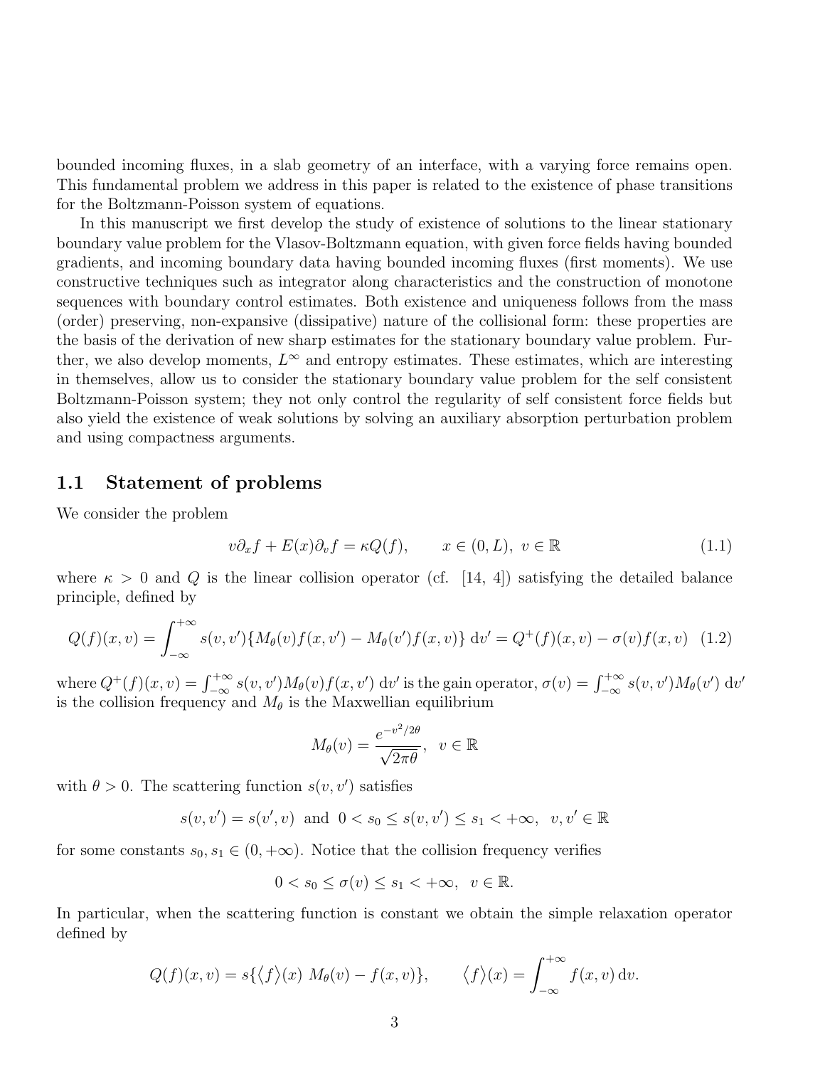bounded incoming fluxes, in a slab geometry of an interface, with a varying force remains open. This fundamental problem we address in this paper is related to the existence of phase transitions for the Boltzmann-Poisson system of equations.

In this manuscript we first develop the study of existence of solutions to the linear stationary boundary value problem for the Vlasov-Boltzmann equation, with given force fields having bounded gradients, and incoming boundary data having bounded incoming fluxes (first moments). We use constructive techniques such as integrator along characteristics and the construction of monotone sequences with boundary control estimates. Both existence and uniqueness follows from the mass (order) preserving, non-expansive (dissipative) nature of the collisional form: these properties are the basis of the derivation of new sharp estimates for the stationary boundary value problem. Further, we also develop moments, $L^\infty$ and entropy estimates. These estimates, which are interesting in themselves, allow us to consider the stationary boundary value problem for the self consistent Boltzmann-Poisson system; they not only control the regularity of self consistent force fields but also yield the existence of weak solutions by solving an auxiliary absorption perturbation problem and using compactness arguments.

## 1.1 Statement of problems

We consider the problem

$$v\partial_x f + E(x)\partial_v f = \kappa Q(f), \qquad x \in (0, L),\ v \in \mathbb{R} \tag{1.1}$$

where $\kappa > 0$ and $Q$ is the linear collision operator (cf. [14, 4]) satisfying the detailed balance principle, defined by

$$Q(f)(x, v) = \int_{-\infty}^{+\infty} s(v, v')\{M_\theta(v)f(x, v') - M_\theta(v')f(x, v)\}\,\mathrm{d}v' = Q^+(f)(x, v) - \sigma(v)f(x, v) \tag{1.2}$$

where $Q^+(f)(x, v) = \int_{-\infty}^{+\infty} s(v, v')M_\theta(v)f(x, v')\,\mathrm{d}v'$ is the gain operator, $\sigma(v) = \int_{-\infty}^{+\infty} s(v, v')M_\theta(v')\,\mathrm{d}v'$ is the collision frequency and $M_\theta$ is the Maxwellian equilibrium

$$M_\theta(v) = \frac{e^{-v^2/2\theta}}{\sqrt{2\pi\theta}}, \quad v \in \mathbb{R}$$

with $\theta > 0$. The scattering function $s(v, v')$ satisfies

$$s(v, v') = s(v', v) \ \text{ and } \ 0 < s_0 \le s(v, v') \le s_1 < +\infty, \quad v, v' \in \mathbb{R}$$

for some constants $s_0, s_1 \in (0, +\infty)$. Notice that the collision frequency verifies

$$0 < s_0 \le \sigma(v) \le s_1 < +\infty, \quad v \in \mathbb{R}.$$

In particular, when the scattering function is constant we obtain the simple relaxation operator defined by

$$Q(f)(x, v) = s\{\langle f\rangle(x)\ M_\theta(v) - f(x, v)\}, \qquad \langle f\rangle(x) = \int_{-\infty}^{+\infty} f(x, v)\,\mathrm{d}v.$$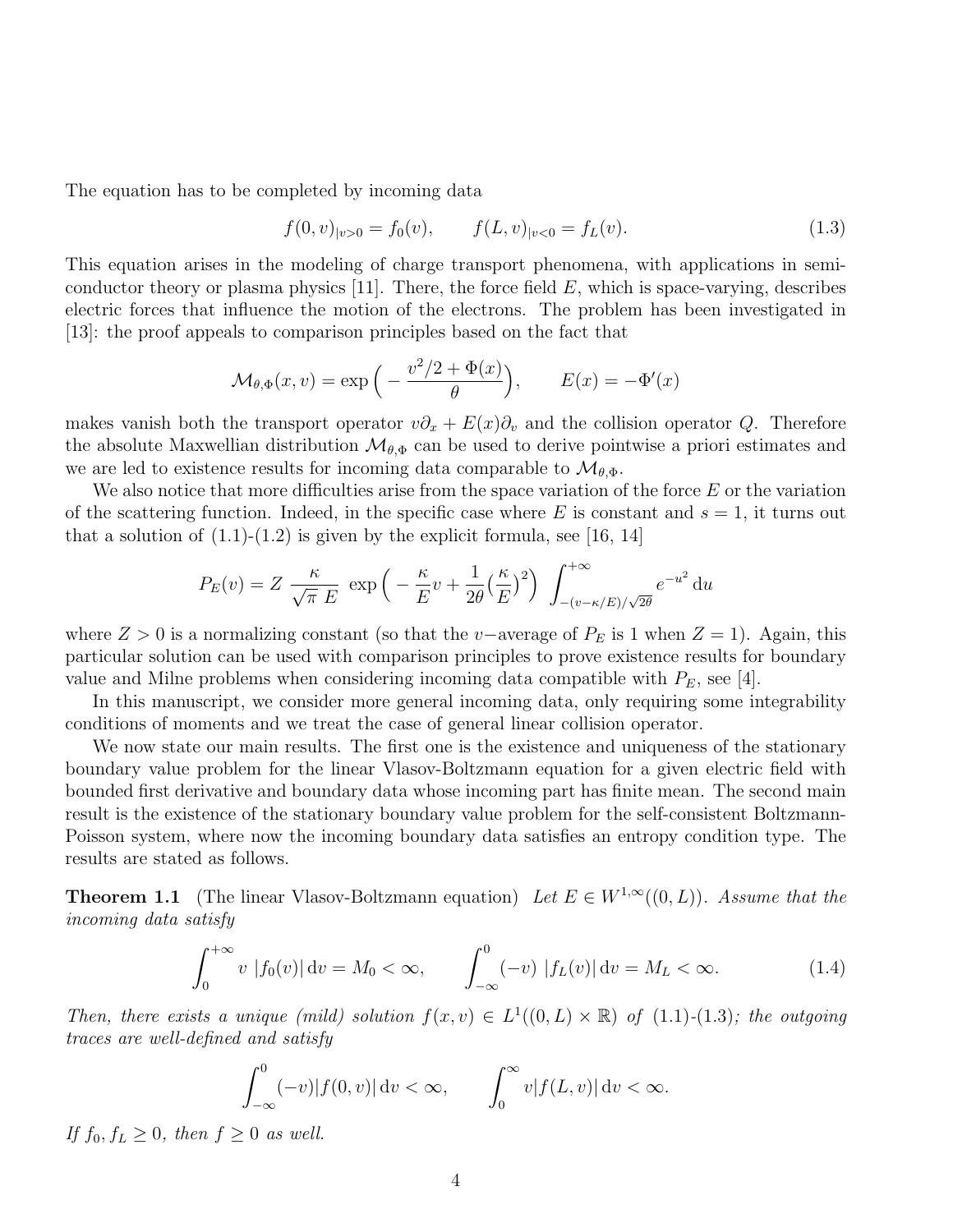The equation has to be completed by incoming data

$$f(0,v)_{|v>0} = f_0(v), \qquad f(L,v)_{|v<0} = f_L(v). \tag{1.3}$$

This equation arises in the modeling of charge transport phenomena, with applications in semiconductor theory or plasma physics [11]. There, the force field $E$, which is space-varying, describes electric forces that influence the motion of the electrons. The problem has been investigated in [13]: the proof appeals to comparison principles based on the fact that

$$\mathcal{M}_{\theta,\Phi}(x,v) = \exp\Big( -\frac{v^2/2 + \Phi(x)}{\theta}\Big), \qquad E(x) = -\Phi'(x)$$

makes vanish both the transport operator $v\partial_x + E(x)\partial_v$ and the collision operator $Q$. Therefore the absolute Maxwellian distribution $\mathcal{M}_{\theta,\Phi}$ can be used to derive pointwise a priori estimates and we are led to existence results for incoming data comparable to $\mathcal{M}_{\theta,\Phi}$.

We also notice that more difficulties arise from the space variation of the force $E$ or the variation of the scattering function. Indeed, in the specific case where $E$ is constant and $s=1$, it turns out that a solution of (1.1)-(1.2) is given by the explicit formula, see [16, 14]

$$P_E(v) = Z\ \frac{\kappa}{\sqrt{\pi}\ E}\ \exp\Big( -\frac{\kappa}{E}v + \frac{1}{2\theta}\big(\frac{\kappa}{E}\big)^2\Big)\ \int_{-(v-\kappa/E)/\sqrt{2\theta}}^{+\infty} e^{-u^2}\,\mathrm{d}u$$

where $Z>0$ is a normalizing constant (so that the $v-$average of $P_E$ is 1 when $Z=1$). Again, this particular solution can be used with comparison principles to prove existence results for boundary value and Milne problems when considering incoming data compatible with $P_E$, see [4].

In this manuscript, we consider more general incoming data, only requiring some integrability conditions of moments and we treat the case of general linear collision operator.

We now state our main results. The first one is the existence and uniqueness of the stationary boundary value problem for the linear Vlasov-Boltzmann equation for a given electric field with bounded first derivative and boundary data whose incoming part has finite mean. The second main result is the existence of the stationary boundary value problem for the self-consistent Boltzmann-Poisson system, where now the incoming boundary data satisfies an entropy condition type. The results are stated as follows.

**Theorem 1.1** (The linear Vlasov-Boltzmann equation) *Let $E \in W^{1,\infty}((0,L))$. Assume that the incoming data satisfy*

$$\int_0^{+\infty} v\ |f_0(v)|\,\mathrm{d}v = M_0 < \infty, \qquad \int_{-\infty}^0 (-v)\ |f_L(v)|\,\mathrm{d}v = M_L < \infty. \tag{1.4}$$

*Then, there exists a unique (mild) solution $f(x,v) \in L^1((0,L)\times\mathbb{R})$ of (1.1)-(1.3); the outgoing traces are well-defined and satisfy*

$$\int_{-\infty}^0 (-v)|f(0,v)|\,\mathrm{d}v < \infty, \qquad \int_0^\infty v|f(L,v)|\,\mathrm{d}v < \infty.$$

*If $f_0, f_L \geq 0$, then $f \geq 0$ as well.*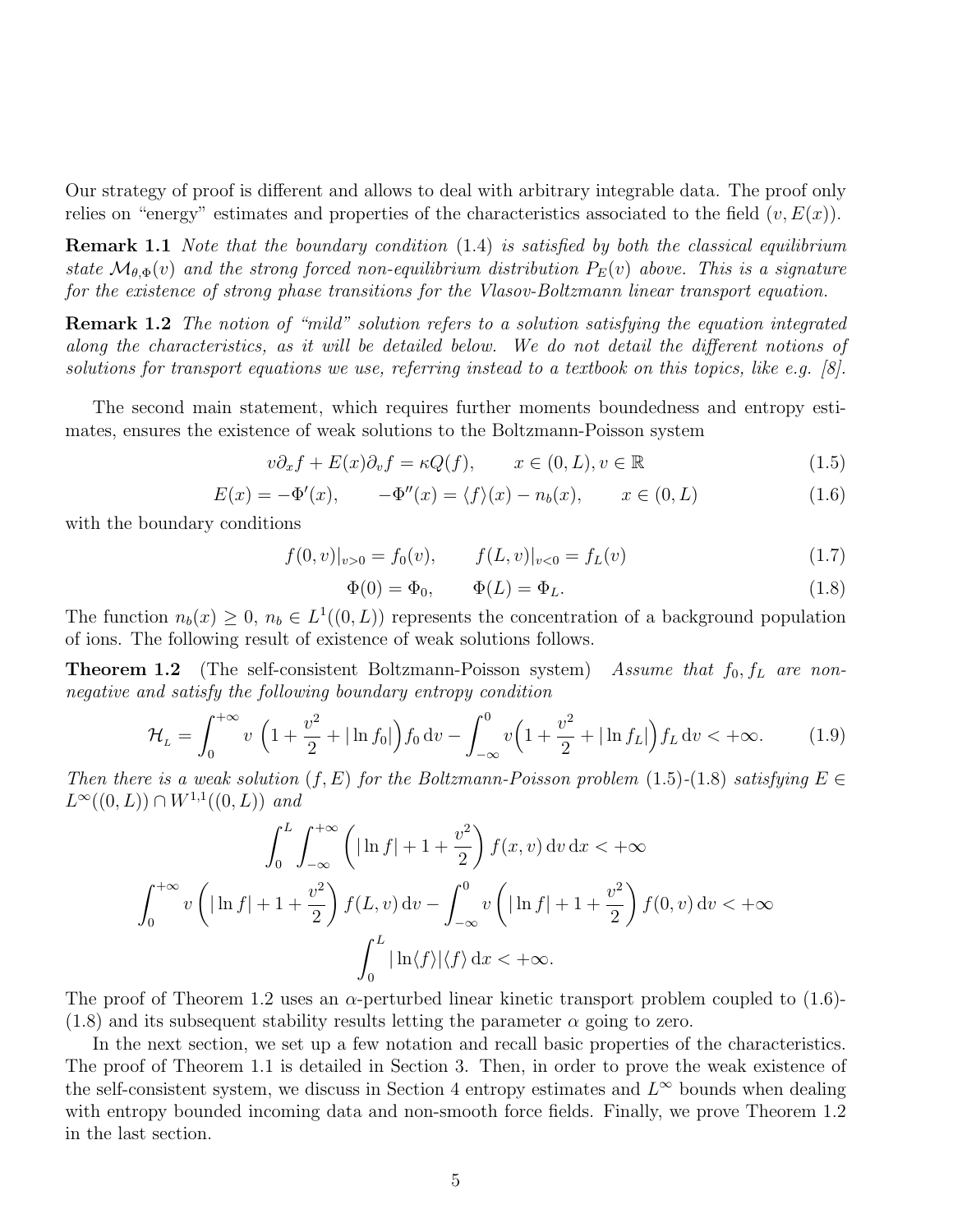Our strategy of proof is different and allows to deal with arbitrary integrable data. The proof only relies on "energy" estimates and properties of the characteristics associated to the field $(v, E(x))$.

**Remark 1.1** *Note that the boundary condition* (1.4) *is satisfied by both the classical equilibrium state $\mathcal{M}_{\theta,\Phi}(v)$ and the strong forced non-equilibrium distribution $P_E(v)$ above. This is a signature for the existence of strong phase transitions for the Vlasov-Boltzmann linear transport equation.*

**Remark 1.2** *The notion of "mild" solution refers to a solution satisfying the equation integrated along the characteristics, as it will be detailed below. We do not detail the different notions of solutions for transport equations we use, referring instead to a textbook on this topics, like e.g. [8].*

The second main statement, which requires further moments boundedness and entropy estimates, ensures the existence of weak solutions to the Boltzmann-Poisson system

$$v\partial_x f + E(x)\partial_v f = \kappa Q(f), \qquad x \in (0, L), v \in \mathbb{R} \tag{1.5}$$

$$E(x) = -\Phi'(x), \qquad -\Phi''(x) = \langle f\rangle(x) - n_b(x), \qquad x \in (0, L) \tag{1.6}$$

with the boundary conditions

$$f(0, v)|_{v>0} = f_0(v), \qquad f(L, v)|_{v<0} = f_L(v) \tag{1.7}$$

$$\Phi(0) = \Phi_0, \qquad \Phi(L) = \Phi_L. \tag{1.8}$$

The function $n_b(x) \geq 0$, $n_b \in L^1((0, L))$ represents the concentration of a background population of ions. The following result of existence of weak solutions follows.

**Theorem 1.2** (The self-consistent Boltzmann-Poisson system) *Assume that $f_0, f_L$ are nonnegative and satisfy the following boundary entropy condition*

$$\mathcal{H}_L = \int_0^{+\infty} v\,\left(1 + \frac{v^2}{2} + |\ln f_0|\right) f_0 \,\mathrm{d}v - \int_{-\infty}^0 v\Big(1 + \frac{v^2}{2} + |\ln f_L|\Big) f_L \,\mathrm{d}v < +\infty. \tag{1.9}$$

*Then there is a weak solution $(f, E)$ for the Boltzmann-Poisson problem* (1.5)-(1.8) *satisfying $E \in L^\infty((0, L)) \cap W^{1,1}((0, L))$ and*

$$\int_0^L \int_{-\infty}^{+\infty} \left(|\ln f| + 1 + \frac{v^2}{2}\right) f(x, v)\,\mathrm{d}v\,\mathrm{d}x < +\infty$$

$$\int_0^{+\infty} v\left(|\ln f| + 1 + \frac{v^2}{2}\right) f(L, v)\,\mathrm{d}v - \int_{-\infty}^0 v\left(|\ln f| + 1 + \frac{v^2}{2}\right) f(0, v)\,\mathrm{d}v < +\infty$$

$$\int_0^L |\ln\langle f\rangle|\langle f\rangle\,\mathrm{d}x < +\infty.$$

The proof of Theorem 1.2 uses an $\alpha$-perturbed linear kinetic transport problem coupled to (1.6)-(1.8) and its subsequent stability results letting the parameter $\alpha$ going to zero.

In the next section, we set up a few notation and recall basic properties of the characteristics. The proof of Theorem 1.1 is detailed in Section 3. Then, in order to prove the weak existence of the self-consistent system, we discuss in Section 4 entropy estimates and $L^\infty$ bounds when dealing with entropy bounded incoming data and non-smooth force fields. Finally, we prove Theorem 1.2 in the last section.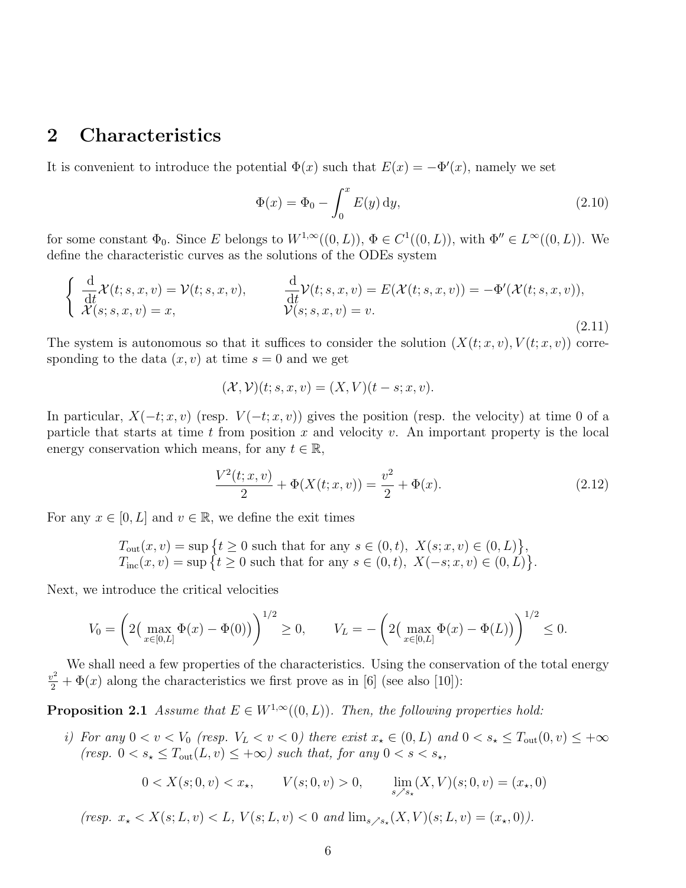## 2 Characteristics

It is convenient to introduce the potential $\Phi(x)$ such that $E(x) = -\Phi'(x)$, namely we set

$$\Phi(x) = \Phi_0 - \int_0^x E(y)\,\mathrm{d}y, \tag{2.10}$$

for some constant $\Phi_0$. Since $E$ belongs to $W^{1,\infty}((0,L))$, $\Phi \in C^1((0,L))$, with $\Phi'' \in L^\infty((0,L))$. We define the characteristic curves as the solutions of the ODEs system

$$\begin{cases} \dfrac{\mathrm{d}}{\mathrm{d}t}\mathcal{X}(t;s,x,v) = \mathcal{V}(t;s,x,v), & \dfrac{\mathrm{d}}{\mathrm{d}t}\mathcal{V}(t;s,x,v) = E(\mathcal{X}(t;s,x,v)) = -\Phi'(\mathcal{X}(t;s,x,v)), \\ \mathcal{X}(s;s,x,v) = x, & \mathcal{V}(s;s,x,v) = v. \end{cases} \tag{2.11}$$

The system is autonomous so that it suffices to consider the solution $(X(t;x,v), V(t;x,v))$ corresponding to the data $(x,v)$ at time $s = 0$ and we get

$$(\mathcal{X}, \mathcal{V})(t;s,x,v) = (X,V)(t-s;x,v).$$

In particular, $X(-t;x,v)$ (resp. $V(-t;x,v)$) gives the position (resp. the velocity) at time 0 of a particle that starts at time $t$ from position $x$ and velocity $v$. An important property is the local energy conservation which means, for any $t \in \mathbb{R}$,

$$\frac{V^2(t;x,v)}{2} + \Phi(X(t;x,v)) = \frac{v^2}{2} + \Phi(x). \tag{2.12}$$

For any $x \in [0,L]$ and $v \in \mathbb{R}$, we define the exit times

$$\begin{aligned} T_{\mathrm{out}}(x,v) &= \sup\big\{t \geq 0 \text{ such that for any } s \in (0,t),\ X(s;x,v) \in (0,L)\big\}, \\ T_{\mathrm{inc}}(x,v) &= \sup\big\{t \geq 0 \text{ such that for any } s \in (0,t),\ X(-s;x,v) \in (0,L)\big\}. \end{aligned}$$

Next, we introduce the critical velocities

$$V_0 = \bigg(2\big(\max_{x\in[0,L]} \Phi(x) - \Phi(0)\big)\bigg)^{1/2} \geq 0, \qquad V_L = -\bigg(2\big(\max_{x\in[0,L]} \Phi(x) - \Phi(L)\big)\bigg)^{1/2} \leq 0.$$

We shall need a few properties of the characteristics. Using the conservation of the total energy $\frac{v^2}{2} + \Phi(x)$ along the characteristics we first prove as in [6] (see also [10]):

**Proposition 2.1** *Assume that $E \in W^{1,\infty}((0,L))$. Then, the following properties hold:*

*i) For any $0 < v < V_0$ (resp. $V_L < v < 0$) there exist $x_\star \in (0,L)$ and $0 < s_\star \leq T_{\mathrm{out}}(0,v) \leq +\infty$ (resp. $0 < s_\star \leq T_{\mathrm{out}}(L,v) \leq +\infty$) such that, for any $0 < s < s_\star$,*

$$0 < X(s;0,v) < x_\star, \qquad V(s;0,v) > 0, \qquad \lim_{s \nearrow s_\star} (X,V)(s;0,v) = (x_\star, 0)$$

*(resp. $x_\star < X(s;L,v) < L$, $V(s;L,v) < 0$ and $\lim_{s\nearrow s_\star}(X,V)(s;L,v) = (x_\star, 0)$).*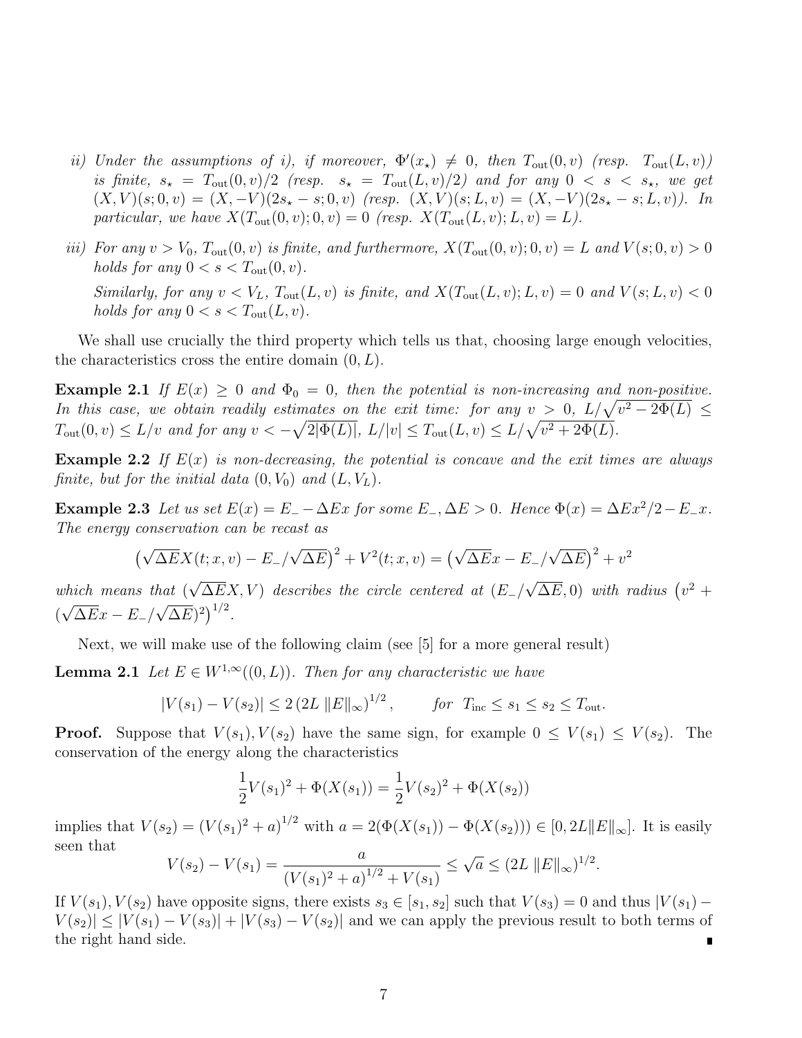*ii) Under the assumptions of i), if moreover, $\Phi'(x_\star) \neq 0$, then $T_{\rm out}(0,v)$ (resp. $T_{\rm out}(L,v)$) is finite, $s_\star = T_{\rm out}(0,v)/2$ (resp. $s_\star = T_{\rm out}(L,v)/2$) and for any $0 < s < s_\star$, we get $(X,V)(s;0,v) = (X,-V)(2s_\star - s;0,v)$ (resp. $(X,V)(s;L,v) = (X,-V)(2s_\star - s;L,v)$). In particular, we have $X(T_{\rm out}(0,v);0,v) = 0$ (resp. $X(T_{\rm out}(L,v);L,v) = L$).*

*iii) For any $v > V_0$, $T_{\rm out}(0,v)$ is finite, and furthermore, $X(T_{\rm out}(0,v);0,v) = L$ and $V(s;0,v) > 0$ holds for any $0 < s < T_{\rm out}(0,v)$.*

*Similarly, for any $v < V_L$, $T_{\rm out}(L,v)$ is finite, and $X(T_{\rm out}(L,v);L,v) = 0$ and $V(s;L,v) < 0$ holds for any $0 < s < T_{\rm out}(L,v)$.*

We shall use crucially the third property which tells us that, choosing large enough velocities, the characteristics cross the entire domain $(0,L)$.

**Example 2.1** *If $E(x) \geq 0$ and $\Phi_0 = 0$, then the potential is non-increasing and non-positive. In this case, we obtain readily estimates on the exit time: for any $v > 0$, $L/\sqrt{v^2 - 2\Phi(L)} \leq T_{\rm out}(0,v) \leq L/v$ and for any $v < -\sqrt{2|\Phi(L)|}$, $L/|v| \leq T_{\rm out}(L,v) \leq L/\sqrt{v^2 + 2\Phi(L)}$.*

**Example 2.2** *If $E(x)$ is non-decreasing, the potential is concave and the exit times are always finite, but for the initial data $(0,V_0)$ and $(L,V_L)$.*

**Example 2.3** *Let us set $E(x) = E_- - \Delta E x$ for some $E_-, \Delta E > 0$. Hence $\Phi(x) = \Delta E x^2/2 - E_- x$. The energy conservation can be recast as*

$$\big(\sqrt{\Delta E} X(t;x,v) - E_-/\sqrt{\Delta E}\big)^2 + V^2(t;x,v) = \big(\sqrt{\Delta E} x - E_-/\sqrt{\Delta E}\big)^2 + v^2$$

*which means that $(\sqrt{\Delta E} X, V)$ describes the circle centered at $(E_-/\sqrt{\Delta E}, 0)$ with radius $\big(v^2 + (\sqrt{\Delta E} x - E_-/\sqrt{\Delta E})^2\big)^{1/2}$.*

Next, we will make use of the following claim (see [5] for a more general result)

**Lemma 2.1** *Let $E \in W^{1,\infty}((0,L))$. Then for any characteristic we have*

$$|V(s_1) - V(s_2)| \leq 2\,(2L\,\|E\|_\infty)^{1/2}, \qquad \text{for } \; T_{\rm inc} \leq s_1 \leq s_2 \leq T_{\rm out}.$$

**Proof.** Suppose that $V(s_1), V(s_2)$ have the same sign, for example $0 \leq V(s_1) \leq V(s_2)$. The conservation of the energy along the characteristics

$$\frac{1}{2}V(s_1)^2 + \Phi(X(s_1)) = \frac{1}{2}V(s_2)^2 + \Phi(X(s_2))$$

implies that $V(s_2) = (V(s_1)^2 + a)^{1/2}$ with $a = 2(\Phi(X(s_1)) - \Phi(X(s_2))) \in [0, 2L\|E\|_\infty]$. It is easily seen that

$$V(s_2) - V(s_1) = \frac{a}{(V(s_1)^2 + a)^{1/2} + V(s_1)} \leq \sqrt{a} \leq (2L\,\|E\|_\infty)^{1/2}.$$

If $V(s_1), V(s_2)$ have opposite signs, there exists $s_3 \in [s_1, s_2]$ such that $V(s_3) = 0$ and thus $|V(s_1) - V(s_2)| \leq |V(s_1) - V(s_3)| + |V(s_3) - V(s_2)|$ and we can apply the previous result to both terms of the right hand side. ∎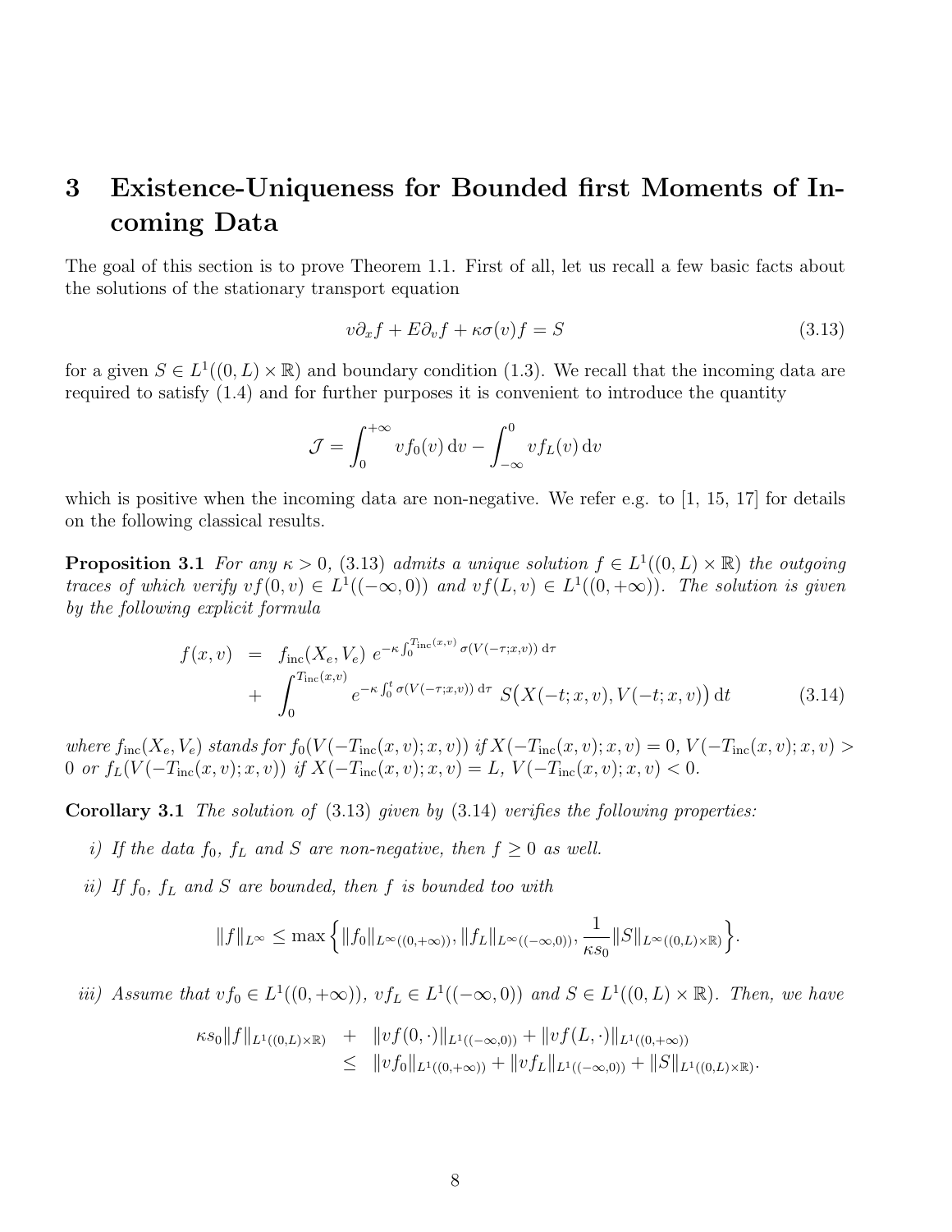# 3 Existence-Uniqueness for Bounded first Moments of Incoming Data

The goal of this section is to prove Theorem 1.1. First of all, let us recall a few basic facts about the solutions of the stationary transport equation

$$v\partial_x f + E\partial_v f + \kappa\sigma(v) f = S \tag{3.13}$$

for a given $S \in L^1((0,L)\times\mathbb{R})$ and boundary condition (1.3). We recall that the incoming data are required to satisfy (1.4) and for further purposes it is convenient to introduce the quantity

$$\mathcal{J} = \int_0^{+\infty} v f_0(v)\,\mathrm{d}v - \int_{-\infty}^0 v f_L(v)\,\mathrm{d}v$$

which is positive when the incoming data are non-negative. We refer e.g. to [1, 15, 17] for details on the following classical results.

**Proposition 3.1** *For any $\kappa > 0$, (3.13) admits a unique solution $f \in L^1((0,L)\times\mathbb{R})$ the outgoing traces of which verify $vf(0,v) \in L^1((-\infty,0))$ and $vf(L,v) \in L^1((0,+\infty))$. The solution is given by the following explicit formula*

$$\begin{aligned} f(x,v) &= f_{\mathrm{inc}}(X_e,V_e)\; e^{-\kappa\int_0^{T_{\mathrm{inc}}(x,v)}\sigma(V(-\tau;x,v))\,\mathrm{d}\tau} \\ &+ \int_0^{T_{\mathrm{inc}}(x,v)} e^{-\kappa\int_0^t\sigma(V(-\tau;x,v))\,\mathrm{d}\tau}\; S\big(X(-t;x,v),V(-t;x,v)\big)\,\mathrm{d}t \end{aligned} \tag{3.14}$$

*where $f_{\mathrm{inc}}(X_e,V_e)$ stands for $f_0(V(-T_{\mathrm{inc}}(x,v);x,v))$ if $X(-T_{\mathrm{inc}}(x,v);x,v) = 0$, $V(-T_{\mathrm{inc}}(x,v);x,v) > 0$ or $f_L(V(-T_{\mathrm{inc}}(x,v);x,v))$ if $X(-T_{\mathrm{inc}}(x,v);x,v) = L$, $V(-T_{\mathrm{inc}}(x,v);x,v) < 0$.*

**Corollary 3.1** *The solution of (3.13) given by (3.14) verifies the following properties:*

*i) If the data $f_0$, $f_L$ and $S$ are non-negative, then $f \geq 0$ as well.*

*ii) If $f_0$, $f_L$ and $S$ are bounded, then $f$ is bounded too with*

$$\|f\|_{L^\infty} \leq \max\Big\{\|f_0\|_{L^\infty((0,+\infty))}, \|f_L\|_{L^\infty((-\infty,0))}, \frac{1}{\kappa s_0}\|S\|_{L^\infty((0,L)\times\mathbb{R})}\Big\}.$$

*iii) Assume that $vf_0 \in L^1((0,+\infty))$, $vf_L \in L^1((-\infty,0))$ and $S \in L^1((0,L)\times\mathbb{R})$. Then, we have*

$$\begin{aligned} \kappa s_0\|f\|_{L^1((0,L)\times\mathbb{R})} &+ \|vf(0,\cdot)\|_{L^1((-\infty,0))} + \|vf(L,\cdot)\|_{L^1((0,+\infty))} \\ &\leq \|vf_0\|_{L^1((0,+\infty))} + \|vf_L\|_{L^1((-\infty,0))} + \|S\|_{L^1((0,L)\times\mathbb{R})}. \end{aligned}$$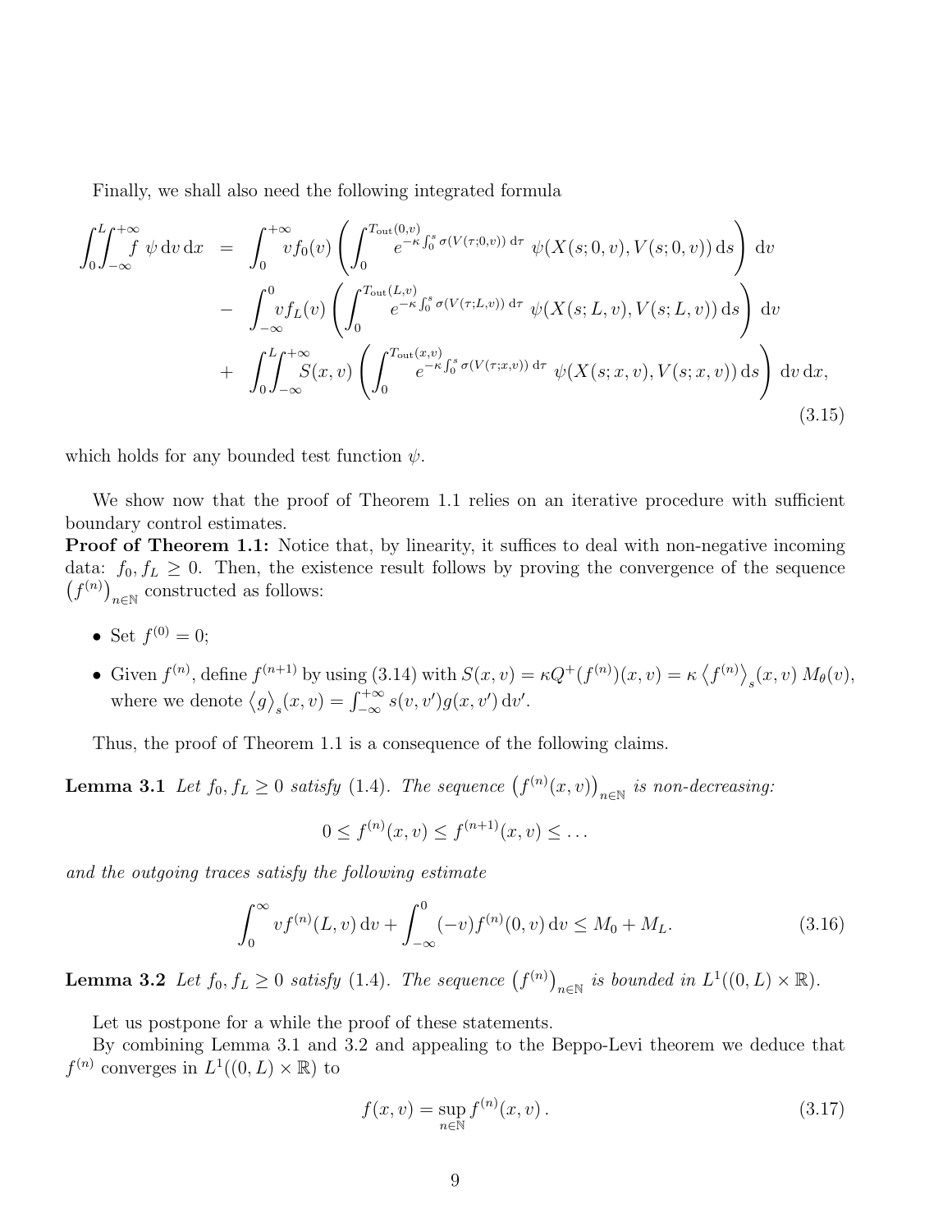Finally, we shall also need the following integrated formula

$$
\begin{aligned}
\int_0^L\int_{-\infty}^{+\infty} f\ \psi \,\mathrm{d}v\,\mathrm{d}x \ &= \ \int_0^{+\infty} v f_0(v) \left( \int_0^{T_{\rm out}(0,v)} e^{-\kappa\int_0^s \sigma(V(\tau;0,v))\,\mathrm{d}\tau}\ \psi(X(s;0,v),V(s;0,v))\,\mathrm{d}s \right) \mathrm{d}v \\
&- \ \int_{-\infty}^{0} v f_L(v) \left( \int_0^{T_{\rm out}(L,v)} e^{-\kappa\int_0^s \sigma(V(\tau;L,v))\,\mathrm{d}\tau}\ \psi(X(s;L,v),V(s;L,v))\,\mathrm{d}s \right) \mathrm{d}v \\
&+ \ \int_0^L\int_{-\infty}^{+\infty} S(x,v) \left( \int_0^{T_{\rm out}(x,v)} e^{-\kappa\int_0^s \sigma(V(\tau;x,v))\,\mathrm{d}\tau}\ \psi(X(s;x,v),V(s;x,v))\,\mathrm{d}s \right) \mathrm{d}v\,\mathrm{d}x,
\end{aligned}
\tag{3.15}
$$

which holds for any bounded test function $\psi$.

We show now that the proof of Theorem 1.1 relies on an iterative procedure with sufficient boundary control estimates.

**Proof of Theorem 1.1:** Notice that, by linearity, it suffices to deal with non-negative incoming data: $f_0, f_L \geq 0$. Then, the existence result follows by proving the convergence of the sequence $\left(f^{(n)}\right)_{n\in\mathbb{N}}$ constructed as follows:

- Set $f^{(0)} = 0$;
- Given $f^{(n)}$, define $f^{(n+1)}$ by using (3.14) with $S(x,v) = \kappa Q^+(f^{(n)})(x,v) = \kappa \left\langle f^{(n)} \right\rangle_s (x,v)\, M_\theta(v)$, where we denote $\left\langle g \right\rangle_s (x,v) = \int_{-\infty}^{+\infty} s(v,v') g(x,v')\,\mathrm{d}v'$.

Thus, the proof of Theorem 1.1 is a consequence of the following claims.

**Lemma 3.1** *Let $f_0, f_L \geq 0$ satisfy (1.4). The sequence $\left(f^{(n)}(x,v)\right)_{n\in\mathbb{N}}$ is non-decreasing:*

$$
0 \leq f^{(n)}(x,v) \leq f^{(n+1)}(x,v) \leq \ldots
$$

*and the outgoing traces satisfy the following estimate*

$$
\int_0^\infty v f^{(n)}(L,v)\,\mathrm{d}v + \int_{-\infty}^0 (-v) f^{(n)}(0,v)\,\mathrm{d}v \leq M_0 + M_L. \tag{3.16}
$$

**Lemma 3.2** *Let $f_0, f_L \geq 0$ satisfy (1.4). The sequence $\left(f^{(n)}\right)_{n\in\mathbb{N}}$ is bounded in $L^1((0,L)\times\mathbb{R})$.*

Let us postpone for a while the proof of these statements.

By combining Lemma 3.1 and 3.2 and appealing to the Beppo-Levi theorem we deduce that $f^{(n)}$ converges in $L^1((0,L)\times\mathbb{R})$ to

$$
f(x,v) = \sup_{n\in\mathbb{N}} f^{(n)}(x,v)\,. \tag{3.17}
$$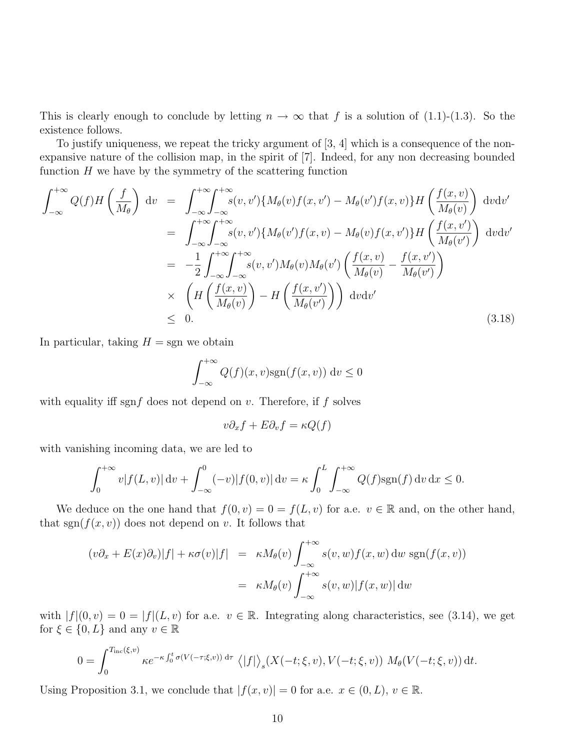This is clearly enough to conclude by letting $n \to \infty$ that $f$ is a solution of (1.1)-(1.3). So the existence follows.

To justify uniqueness, we repeat the tricky argument of [3, 4] which is a consequence of the non-expansive nature of the collision map, in the spirit of [7]. Indeed, for any non decreasing bounded function $H$ we have by the symmetry of the scattering function

$$
\begin{aligned}
\int_{-\infty}^{+\infty} Q(f) H\left(\frac{f}{M_\theta}\right) \, \mathrm{d}v &= \int_{-\infty}^{+\infty}\int_{-\infty}^{+\infty} s(v,v')\{M_\theta(v) f(x,v') - M_\theta(v') f(x,v)\} H\left(\frac{f(x,v)}{M_\theta(v)}\right) \, \mathrm{d}v\mathrm{d}v' \\
&= \int_{-\infty}^{+\infty}\int_{-\infty}^{+\infty} s(v,v')\{M_\theta(v') f(x,v) - M_\theta(v) f(x,v')\} H\left(\frac{f(x,v')}{M_\theta(v')}\right) \, \mathrm{d}v\mathrm{d}v' \\
&= -\frac{1}{2}\int_{-\infty}^{+\infty}\int_{-\infty}^{+\infty} s(v,v') M_\theta(v) M_\theta(v') \left(\frac{f(x,v)}{M_\theta(v)} - \frac{f(x,v')}{M_\theta(v')}\right) \\
&\quad \times \left(H\left(\frac{f(x,v)}{M_\theta(v)}\right) - H\left(\frac{f(x,v')}{M_\theta(v')}\right)\right) \, \mathrm{d}v\mathrm{d}v' \\
&\leq 0.
\end{aligned}
\tag{3.18}
$$

In particular, taking $H = \mathrm{sgn}$ we obtain

$$
\int_{-\infty}^{+\infty} Q(f)(x,v) \mathrm{sgn}(f(x,v)) \, \mathrm{d}v \leq 0
$$

with equality iff $\mathrm{sgn} f$ does not depend on $v$. Therefore, if $f$ solves

$$
v\partial_x f + E\partial_v f = \kappa Q(f)
$$

with vanishing incoming data, we are led to

$$
\int_0^{+\infty} v|f(L,v)| \, \mathrm{d}v + \int_{-\infty}^0 (-v)|f(0,v)| \, \mathrm{d}v = \kappa \int_0^L \int_{-\infty}^{+\infty} Q(f) \mathrm{sgn}(f) \, \mathrm{d}v \, \mathrm{d}x \leq 0.
$$

We deduce on the one hand that $f(0,v) = 0 = f(L,v)$ for a.e. $v \in \mathbb{R}$ and, on the other hand, that $\mathrm{sgn}(f(x,v))$ does not depend on $v$. It follows that

$$
\begin{aligned}
(v\partial_x + E(x)\partial_v)|f| + \kappa\sigma(v)|f| &= \kappa M_\theta(v) \int_{-\infty}^{+\infty} s(v,w) f(x,w) \, \mathrm{d}w \ \mathrm{sgn}(f(x,v)) \\
&= \kappa M_\theta(v) \int_{-\infty}^{+\infty} s(v,w) |f(x,w)| \, \mathrm{d}w
\end{aligned}
$$

with $|f|(0,v) = 0 = |f|(L,v)$ for a.e. $v \in \mathbb{R}$. Integrating along characteristics, see (3.14), we get for $\xi \in \{0, L\}$ and any $v \in \mathbb{R}$

$$
0 = \int_0^{T_{\mathrm{inc}}(\xi,v)} \kappa e^{-\kappa \int_0^t \sigma(V(-\tau;\xi,v)) \, \mathrm{d}\tau} \left\langle |f| \right\rangle_s (X(-t;\xi,v), V(-t;\xi,v)) \ M_\theta(V(-t;\xi,v)) \, \mathrm{d}t.
$$

Using Proposition 3.1, we conclude that $|f(x,v)| = 0$ for a.e. $x \in (0,L)$, $v \in \mathbb{R}$.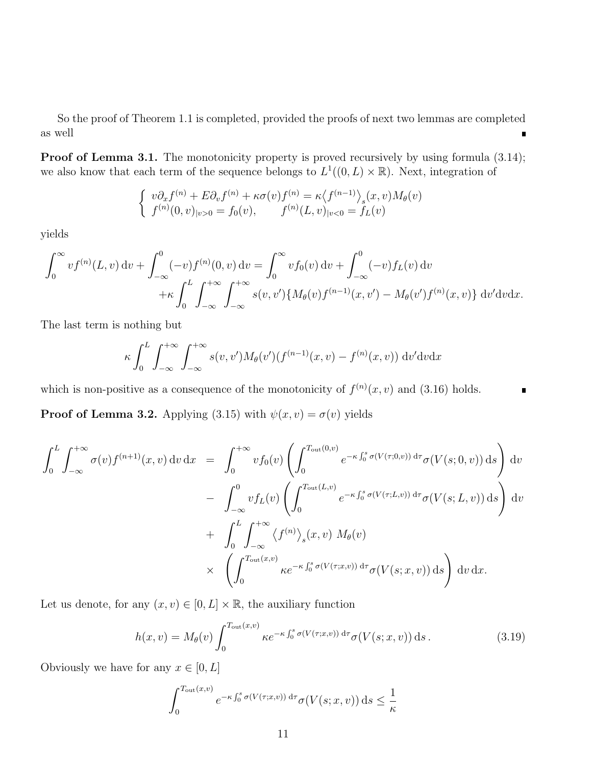So the proof of Theorem 1.1 is completed, provided the proofs of next two lemmas are completed as well ∎

**Proof of Lemma 3.1.** The monotonicity property is proved recursively by using formula (3.14); we also know that each term of the sequence belongs to $L^1((0,L)\times\mathbb{R})$. Next, integration of

$$\left\{\begin{array}{l} v\partial_x f^{(n)} + E\partial_v f^{(n)} + \kappa\sigma(v) f^{(n)} = \kappa\big\langle f^{(n-1)}\big\rangle_s(x,v) M_\theta(v) \\ f^{(n)}(0,v)_{|v>0} = f_0(v), \qquad f^{(n)}(L,v)_{|v<0} = f_L(v) \end{array}\right.$$

yields

$$\begin{aligned} \int_0^\infty v f^{(n)}(L,v)\,\mathrm{d}v + \int_{-\infty}^0 (-v) f^{(n)}(0,v)\,\mathrm{d}v &= \int_0^\infty v f_0(v)\,\mathrm{d}v + \int_{-\infty}^0 (-v) f_L(v)\,\mathrm{d}v \\ &+\kappa\int_0^L\int_{-\infty}^{+\infty}\int_{-\infty}^{+\infty} s(v,v')\{M_\theta(v) f^{(n-1)}(x,v') - M_\theta(v') f^{(n)}(x,v)\}\,\mathrm{d}v'\mathrm{d}v\mathrm{d}x. \end{aligned}$$

The last term is nothing but

$$\kappa\int_0^L\int_{-\infty}^{+\infty}\int_{-\infty}^{+\infty} s(v,v') M_\theta(v')(f^{(n-1)}(x,v) - f^{(n)}(x,v))\,\mathrm{d}v'\mathrm{d}v\mathrm{d}x$$

which is non-positive as a consequence of the monotonicity of $f^{(n)}(x,v)$ and (3.16) holds. ∎

**Proof of Lemma 3.2.** Applying (3.15) with $\psi(x,v) = \sigma(v)$ yields

$$\begin{aligned} \int_0^L\int_{-\infty}^{+\infty} \sigma(v) f^{(n+1)}(x,v)\,\mathrm{d}v\,\mathrm{d}x &= \int_0^{+\infty} v f_0(v)\left(\int_0^{T_{\mathrm{out}}(0,v)} e^{-\kappa\int_0^s \sigma(V(\tau;0,v))\,\mathrm{d}\tau}\sigma(V(s;0,v))\,\mathrm{d}s\right)\mathrm{d}v \\ &- \int_{-\infty}^0 v f_L(v)\left(\int_0^{T_{\mathrm{out}}(L,v)} e^{-\kappa\int_0^s \sigma(V(\tau;L,v))\,\mathrm{d}\tau}\sigma(V(s;L,v))\,\mathrm{d}s\right)\mathrm{d}v \\ &+ \int_0^L\int_{-\infty}^{+\infty} \big\langle f^{(n)}\big\rangle_s(x,v)\ M_\theta(v) \\ &\times\left(\int_0^{T_{\mathrm{out}}(x,v)} \kappa e^{-\kappa\int_0^s \sigma(V(\tau;x,v))\,\mathrm{d}\tau}\sigma(V(s;x,v))\,\mathrm{d}s\right)\mathrm{d}v\,\mathrm{d}x. \end{aligned}$$

Let us denote, for any $(x,v)\in[0,L]\times\mathbb{R}$, the auxiliary function

$$h(x,v) = M_\theta(v)\int_0^{T_{\mathrm{out}}(x,v)} \kappa e^{-\kappa\int_0^s \sigma(V(\tau;x,v))\,\mathrm{d}\tau}\sigma(V(s;x,v))\,\mathrm{d}s\,. \tag{3.19}$$

Obviously we have for any $x\in[0,L]$

$$\int_0^{T_{\mathrm{out}}(x,v)} e^{-\kappa\int_0^s \sigma(V(\tau;x,v))\,\mathrm{d}\tau}\sigma(V(s;x,v))\,\mathrm{d}s \le \frac{1}{\kappa}$$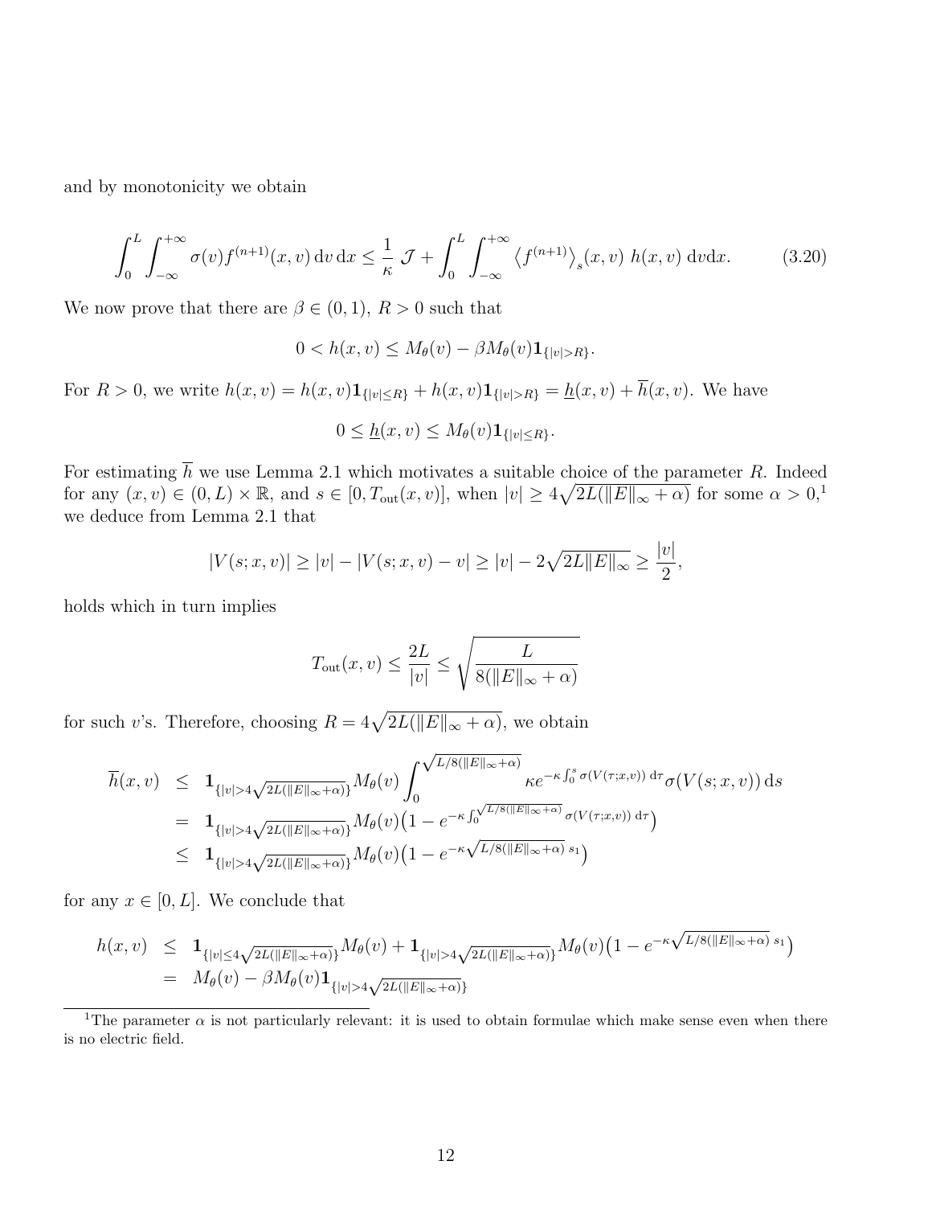and by monotonicity we obtain

$$\int_0^L \int_{-\infty}^{+\infty} \sigma(v) f^{(n+1)}(x,v)\,\mathrm{d}v\,\mathrm{d}x \le \frac{1}{\kappa}\,\mathcal{J} + \int_0^L \int_{-\infty}^{+\infty} \left\langle f^{(n+1)}\right\rangle_s(x,v)\; h(x,v)\;\mathrm{d}v\mathrm{d}x. \tag{3.20}$$

We now prove that there are $\beta \in (0,1)$, $R > 0$ such that

$$0 < h(x,v) \le M_\theta(v) - \beta M_\theta(v)\mathbf{1}_{\{|v|>R\}}.$$

For $R > 0$, we write $h(x,v) = h(x,v)\mathbf{1}_{\{|v|\le R\}} + h(x,v)\mathbf{1}_{\{|v|>R\}} = \underline{h}(x,v) + \overline{h}(x,v)$. We have

$$0 \le \underline{h}(x,v) \le M_\theta(v)\mathbf{1}_{\{|v|\le R\}}.$$

For estimating $\overline{h}$ we use Lemma 2.1 which motivates a suitable choice of the parameter $R$. Indeed for any $(x,v) \in (0,L)\times\mathbb{R}$, and $s \in [0, T_{\mathrm{out}}(x,v)]$, when $|v| \ge 4\sqrt{2L(\|E\|_\infty + \alpha)}$ for some $\alpha > 0$,[1] we deduce from Lemma 2.1 that

$$|V(s;x,v)| \ge |v| - |V(s;x,v) - v| \ge |v| - 2\sqrt{2L\|E\|_\infty} \ge \frac{|v|}{2},$$

holds which in turn implies

$$T_{\mathrm{out}}(x,v) \le \frac{2L}{|v|} \le \sqrt{\frac{L}{8(\|E\|_\infty + \alpha)}}$$

for such $v$'s. Therefore, choosing $R = 4\sqrt{2L(\|E\|_\infty + \alpha)}$, we obtain

$$\begin{aligned}
\overline{h}(x,v) &\le \mathbf{1}_{\{|v|>4\sqrt{2L(\|E\|_\infty+\alpha)}\}} M_\theta(v) \int_0^{\sqrt{L/8(\|E\|_\infty+\alpha)}} \kappa e^{-\kappa\int_0^s \sigma(V(\tau;x,v))\,\mathrm{d}\tau}\sigma(V(s;x,v))\,\mathrm{d}s \\
&= \mathbf{1}_{\{|v|>4\sqrt{2L(\|E\|_\infty+\alpha)}\}} M_\theta(v)\big(1 - e^{-\kappa\int_0^{\sqrt{L/8(\|E\|_\infty+\alpha)}}\sigma(V(\tau;x,v))\,\mathrm{d}\tau}\big) \\
&\le \mathbf{1}_{\{|v|>4\sqrt{2L(\|E\|_\infty+\alpha)}\}} M_\theta(v)\big(1 - e^{-\kappa\sqrt{L/8(\|E\|_\infty+\alpha)}\,s_1}\big)
\end{aligned}$$

for any $x \in [0,L]$. We conclude that

$$\begin{aligned}
h(x,v) &\le \mathbf{1}_{\{|v|\le 4\sqrt{2L(\|E\|_\infty+\alpha)}\}} M_\theta(v) + \mathbf{1}_{\{|v|>4\sqrt{2L(\|E\|_\infty+\alpha)}\}} M_\theta(v)\big(1 - e^{-\kappa\sqrt{L/8(\|E\|_\infty+\alpha)}\,s_1}\big) \\
&= M_\theta(v) - \beta M_\theta(v)\mathbf{1}_{\{|v|>4\sqrt{2L(\|E\|_\infty+\alpha)}\}}
\end{aligned}$$

[1] The parameter $\alpha$ is not particularly relevant: it is used to obtain formulae which make sense even when there is no electric field.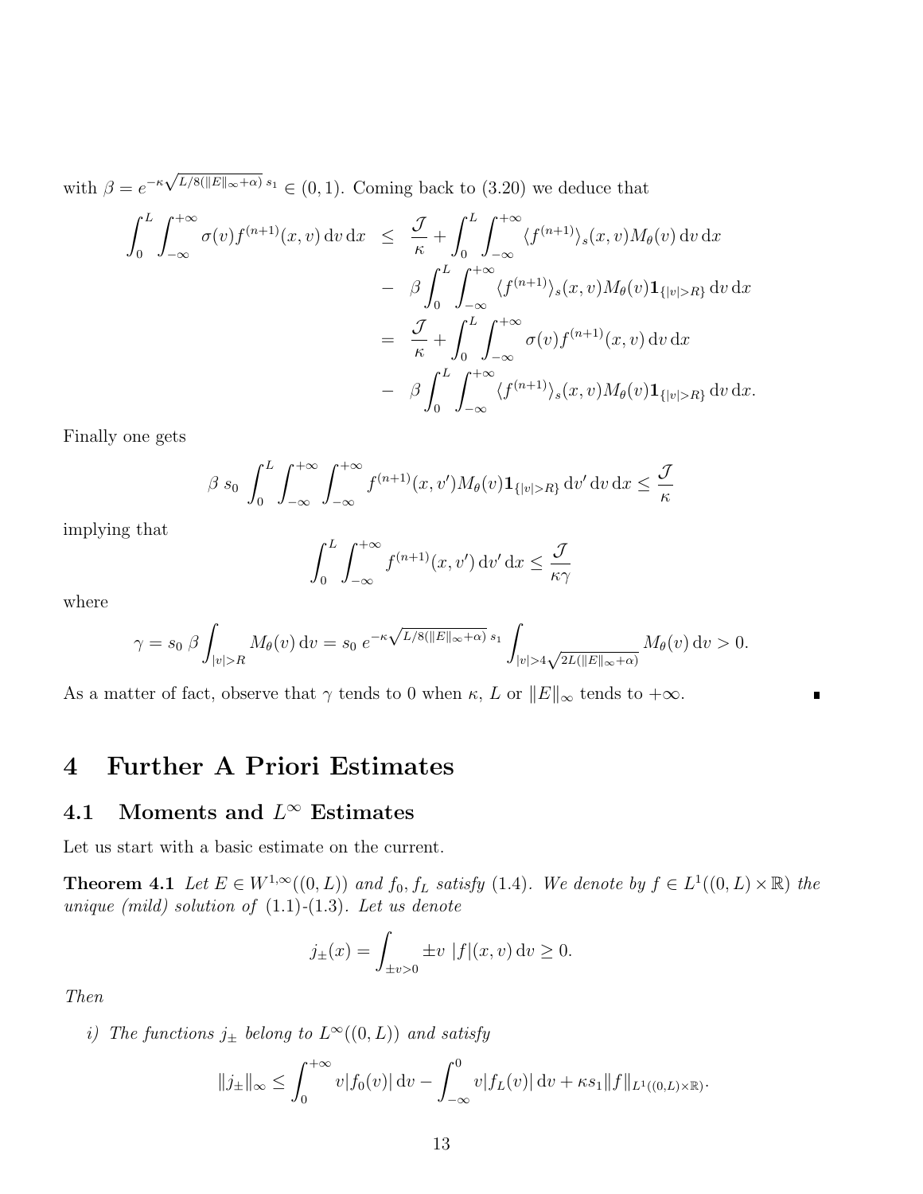with $\beta = e^{-\kappa\sqrt{L/8(\|E\|_\infty+\alpha)}\, s_1} \in (0,1)$. Coming back to (3.20) we deduce that

$$
\begin{aligned}
\int_0^L \int_{-\infty}^{+\infty} \sigma(v) f^{(n+1)}(x,v)\,\mathrm{d}v\,\mathrm{d}x &\le \frac{\mathcal{J}}{\kappa} + \int_0^L \int_{-\infty}^{+\infty} \langle f^{(n+1)}\rangle_s(x,v) M_\theta(v)\,\mathrm{d}v\,\mathrm{d}x \\
&\quad - \beta \int_0^L \int_{-\infty}^{+\infty} \langle f^{(n+1)}\rangle_s(x,v) M_\theta(v) \mathbf{1}_{\{|v|>R\}}\,\mathrm{d}v\,\mathrm{d}x \\
&= \frac{\mathcal{J}}{\kappa} + \int_0^L \int_{-\infty}^{+\infty} \sigma(v) f^{(n+1)}(x,v)\,\mathrm{d}v\,\mathrm{d}x \\
&\quad - \beta \int_0^L \int_{-\infty}^{+\infty} \langle f^{(n+1)}\rangle_s(x,v) M_\theta(v) \mathbf{1}_{\{|v|>R\}}\,\mathrm{d}v\,\mathrm{d}x.
\end{aligned}
$$

Finally one gets

$$
\beta\ s_0 \int_0^L \int_{-\infty}^{+\infty} \int_{-\infty}^{+\infty} f^{(n+1)}(x,v') M_\theta(v) \mathbf{1}_{\{|v|>R\}}\,\mathrm{d}v'\,\mathrm{d}v\,\mathrm{d}x \le \frac{\mathcal{J}}{\kappa}
$$

implying that

$$
\int_0^L \int_{-\infty}^{+\infty} f^{(n+1)}(x,v')\,\mathrm{d}v'\,\mathrm{d}x \le \frac{\mathcal{J}}{\kappa\gamma}
$$

where

$$
\gamma = s_0\ \beta \int_{|v|>R} M_\theta(v)\,\mathrm{d}v = s_0\ e^{-\kappa\sqrt{L/8(\|E\|_\infty+\alpha)}\, s_1} \int_{|v|>4\sqrt{2L(\|E\|_\infty+\alpha)}} M_\theta(v)\,\mathrm{d}v > 0.
$$

As a matter of fact, observe that $\gamma$ tends to 0 when $\kappa$, $L$ or $\|E\|_\infty$ tends to $+\infty$. ∎

# 4 Further A Priori Estimates

## 4.1 Moments and $L^\infty$ Estimates

Let us start with a basic estimate on the current.

**Theorem 4.1** *Let $E \in W^{1,\infty}((0,L))$ and $f_0, f_L$ satisfy (1.4). We denote by $f \in L^1((0,L)\times\mathbb{R})$ the unique (mild) solution of (1.1)-(1.3). Let us denote*

$$
j_\pm(x) = \int_{\pm v>0} \pm v\ |f|(x,v)\,\mathrm{d}v \ge 0.
$$

*Then*

*i) The functions $j_\pm$ belong to $L^\infty((0,L))$ and satisfy*

$$
\|j_\pm\|_\infty \le \int_0^{+\infty} v|f_0(v)|\,\mathrm{d}v - \int_{-\infty}^0 v|f_L(v)|\,\mathrm{d}v + \kappa s_1 \|f\|_{L^1((0,L)\times\mathbb{R})}.
$$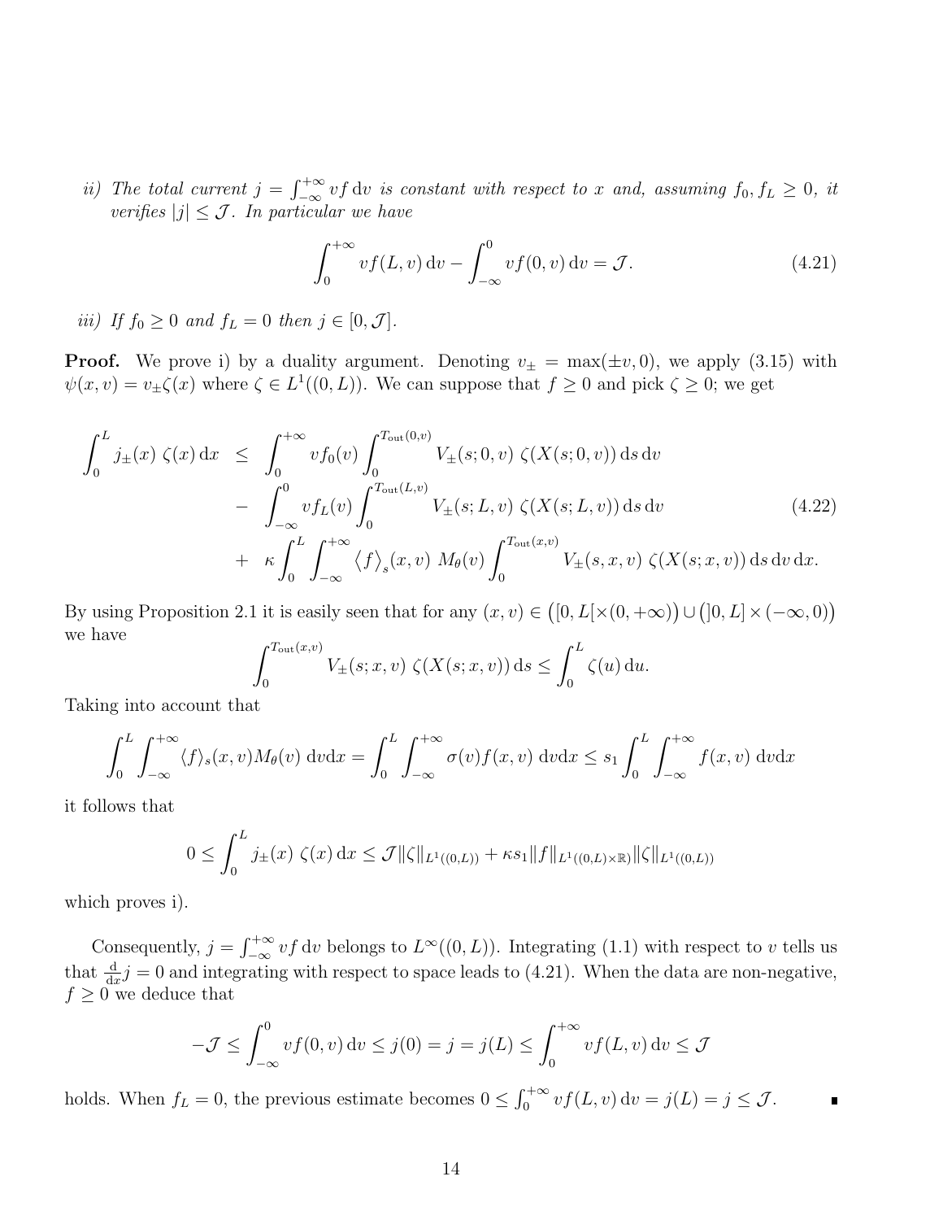*ii) The total current $j = \int_{-\infty}^{+\infty} vf \, \mathrm{d}v$ is constant with respect to $x$ and, assuming $f_0, f_L \geq 0$, it verifies $|j| \leq \mathcal{J}$. In particular we have*

$$\int_0^{+\infty} vf(L,v)\,\mathrm{d}v - \int_{-\infty}^0 vf(0,v)\,\mathrm{d}v = \mathcal{J}. \tag{4.21}$$

*iii) If $f_0 \geq 0$ and $f_L = 0$ then $j \in [0, \mathcal{J}]$.*

**Proof.** We prove i) by a duality argument. Denoting $v_\pm = \max(\pm v, 0)$, we apply (3.15) with $\psi(x,v) = v_\pm \zeta(x)$ where $\zeta \in L^1((0,L))$. We can suppose that $f \geq 0$ and pick $\zeta \geq 0$; we get

$$\begin{aligned}
\int_0^L j_\pm(x)\ \zeta(x)\,\mathrm{d}x \ &\leq\ \int_0^{+\infty} vf_0(v) \int_0^{T_{\mathrm{out}}(0,v)} V_\pm(s;0,v)\ \zeta(X(s;0,v))\,\mathrm{d}s\,\mathrm{d}v \\
&-\ \int_{-\infty}^0 vf_L(v) \int_0^{T_{\mathrm{out}}(L,v)} V_\pm(s;L,v)\ \zeta(X(s;L,v))\,\mathrm{d}s\,\mathrm{d}v \\
&+\ \kappa \int_0^L \int_{-\infty}^{+\infty} \big\langle f \big\rangle_s(x,v)\ M_\theta(v) \int_0^{T_{\mathrm{out}}(x,v)} V_\pm(s,x,v)\ \zeta(X(s;x,v))\,\mathrm{d}s\,\mathrm{d}v\,\mathrm{d}x.
\end{aligned} \tag{4.22}$$

By using Proposition 2.1 it is easily seen that for any $(x,v) \in \big([0,L[\times(0,+\infty)\big) \cup \big(]0,L] \times (-\infty,0)\big)$ we have

$$\int_0^{T_{\mathrm{out}}(x,v)} V_\pm(s;x,v)\ \zeta(X(s;x,v))\,\mathrm{d}s \leq \int_0^L \zeta(u)\,\mathrm{d}u.$$

Taking into account that

$$\int_0^L \int_{-\infty}^{+\infty} \langle f \rangle_s(x,v) M_\theta(v)\ \mathrm{d}v\mathrm{d}x = \int_0^L \int_{-\infty}^{+\infty} \sigma(v) f(x,v)\ \mathrm{d}v\mathrm{d}x \leq s_1 \int_0^L \int_{-\infty}^{+\infty} f(x,v)\ \mathrm{d}v\mathrm{d}x$$

it follows that

$$0 \leq \int_0^L j_\pm(x)\ \zeta(x)\,\mathrm{d}x \leq \mathcal{J} \|\zeta\|_{L^1((0,L))} + \kappa s_1 \|f\|_{L^1((0,L)\times\mathbb{R})} \|\zeta\|_{L^1((0,L))}$$

which proves i).

Consequently, $j = \int_{-\infty}^{+\infty} vf\,\mathrm{d}v$ belongs to $L^\infty((0,L))$. Integrating (1.1) with respect to $v$ tells us that $\frac{\mathrm{d}}{\mathrm{d}x} j = 0$ and integrating with respect to space leads to (4.21). When the data are non-negative, $f \geq 0$ we deduce that

$$-\mathcal{J} \leq \int_{-\infty}^0 vf(0,v)\,\mathrm{d}v \leq j(0) = j = j(L) \leq \int_0^{+\infty} vf(L,v)\,\mathrm{d}v \leq \mathcal{J}$$

holds. When $f_L = 0$, the previous estimate becomes $0 \leq \int_0^{+\infty} vf(L,v)\,\mathrm{d}v = j(L) = j \leq \mathcal{J}$. ∎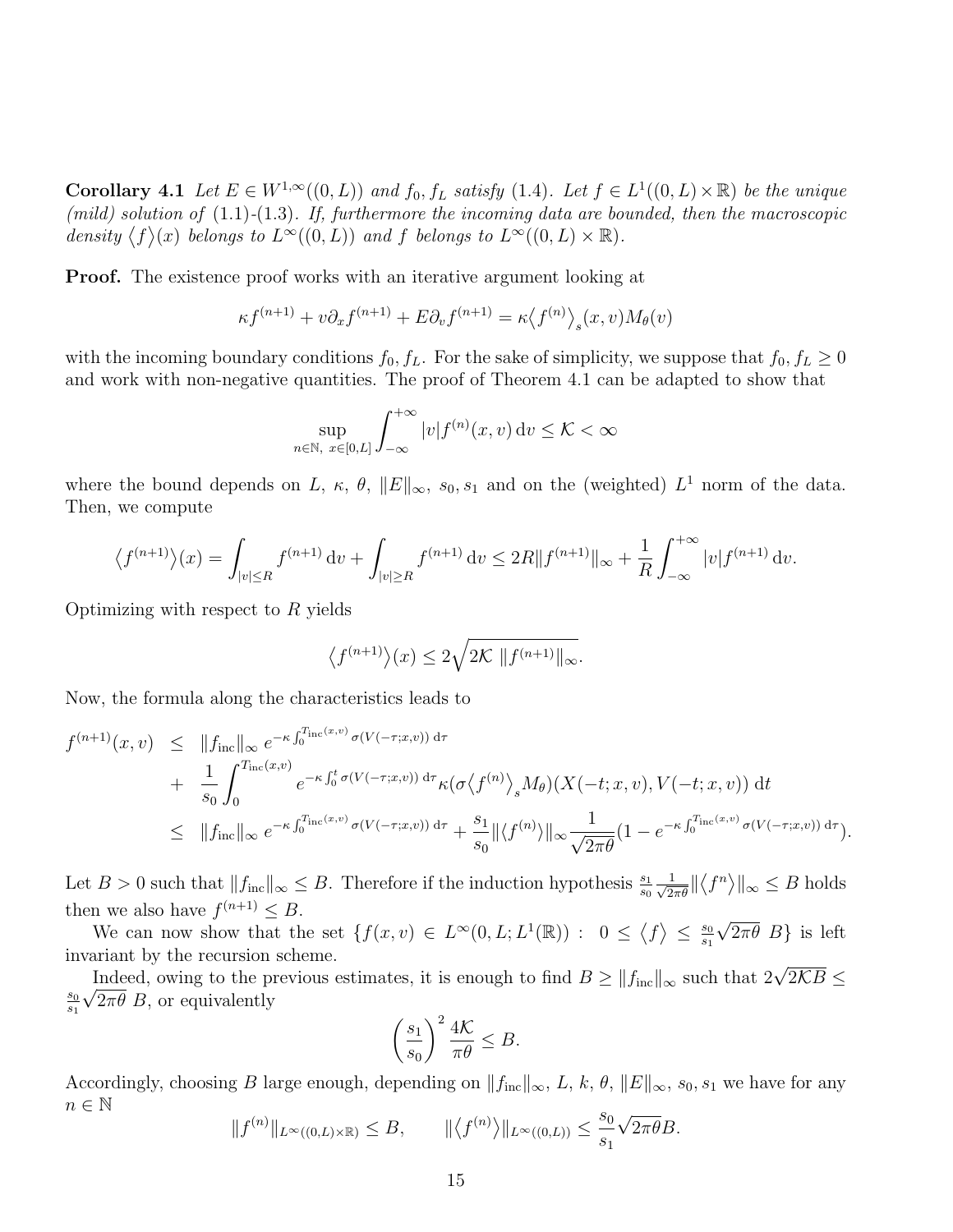**Corollary 4.1** *Let $E \in W^{1,\infty}((0,L))$ and $f_0, f_L$ satisfy (1.4). Let $f \in L^1((0,L)\times\mathbb{R})$ be the unique (mild) solution of (1.1)-(1.3). If, furthermore the incoming data are bounded, then the macroscopic density $\langle f\rangle(x)$ belongs to $L^\infty((0,L))$ and $f$ belongs to $L^\infty((0,L)\times\mathbb{R})$.*

**Proof.** The existence proof works with an iterative argument looking at

$$\kappa f^{(n+1)} + v\partial_x f^{(n+1)} + E\partial_v f^{(n+1)} = \kappa \langle f^{(n)}\rangle_s(x,v) M_\theta(v)$$

with the incoming boundary conditions $f_0, f_L$. For the sake of simplicity, we suppose that $f_0, f_L \geq 0$ and work with non-negative quantities. The proof of Theorem 4.1 can be adapted to show that

$$\sup_{n\in\mathbb{N},\ x\in[0,L]} \int_{-\infty}^{+\infty} |v| f^{(n)}(x,v)\,\mathrm{d}v \leq \mathcal{K} < \infty$$

where the bound depends on $L$, $\kappa$, $\theta$, $\|E\|_\infty$, $s_0, s_1$ and on the (weighted) $L^1$ norm of the data. Then, we compute

$$\langle f^{(n+1)}\rangle(x) = \int_{|v|\leq R} f^{(n+1)}\,\mathrm{d}v + \int_{|v|\geq R} f^{(n+1)}\,\mathrm{d}v \leq 2R\|f^{(n+1)}\|_\infty + \frac{1}{R}\int_{-\infty}^{+\infty} |v| f^{(n+1)}\,\mathrm{d}v.$$

Optimizing with respect to $R$ yields

$$\langle f^{(n+1)}\rangle(x) \leq 2\sqrt{2\mathcal{K}\ \|f^{(n+1)}\|_\infty}.$$

Now, the formula along the characteristics leads to

$$\begin{aligned}
f^{(n+1)}(x,v) &\leq \|f_{\mathrm{inc}}\|_\infty\, e^{-\kappa\int_0^{T_{\mathrm{inc}}(x,v)} \sigma(V(-\tau;x,v))\,\mathrm{d}\tau} \\
&+ \frac{1}{s_0}\int_0^{T_{\mathrm{inc}}(x,v)} e^{-\kappa\int_0^t \sigma(V(-\tau;x,v))\,\mathrm{d}\tau} \kappa(\sigma\langle f^{(n)}\rangle_s M_\theta)(X(-t;x,v),V(-t;x,v))\,\mathrm{d}t \\
&\leq \|f_{\mathrm{inc}}\|_\infty\, e^{-\kappa\int_0^{T_{\mathrm{inc}}(x,v)} \sigma(V(-\tau;x,v))\,\mathrm{d}\tau} + \frac{s_1}{s_0}\|\langle f^{(n)}\rangle\|_\infty \frac{1}{\sqrt{2\pi\theta}}(1 - e^{-\kappa\int_0^{T_{\mathrm{inc}}(x,v)} \sigma(V(-\tau;x,v))\,\mathrm{d}\tau}).
\end{aligned}$$

Let $B > 0$ such that $\|f_{\mathrm{inc}}\|_\infty \leq B$. Therefore if the induction hypothesis $\frac{s_1}{s_0}\frac{1}{\sqrt{2\pi\theta}}\|\langle f^n\rangle\|_\infty \leq B$ holds then we also have $f^{(n+1)} \leq B$.

We can now show that the set $\{f(x,v) \in L^\infty(0,L;L^1(\mathbb{R}))\ :\ 0 \leq \langle f\rangle \leq \frac{s_0}{s_1}\sqrt{2\pi\theta}\ B\}$ is left invariant by the recursion scheme.

Indeed, owing to the previous estimates, it is enough to find $B \geq \|f_{\mathrm{inc}}\|_\infty$ such that $2\sqrt{2\mathcal{K}B} \leq \frac{s_0}{s_1}\sqrt{2\pi\theta}\ B$, or equivalently

$$\left(\frac{s_1}{s_0}\right)^2 \frac{4\mathcal{K}}{\pi\theta} \leq B.$$

Accordingly, choosing $B$ large enough, depending on $\|f_{\mathrm{inc}}\|_\infty$, $L$, $k$, $\theta$, $\|E\|_\infty$, $s_0, s_1$ we have for any $n \in \mathbb{N}$

$$\|f^{(n)}\|_{L^\infty((0,L)\times\mathbb{R})} \leq B, \qquad \|\langle f^{(n)}\rangle\|_{L^\infty((0,L))} \leq \frac{s_0}{s_1}\sqrt{2\pi\theta}B.$$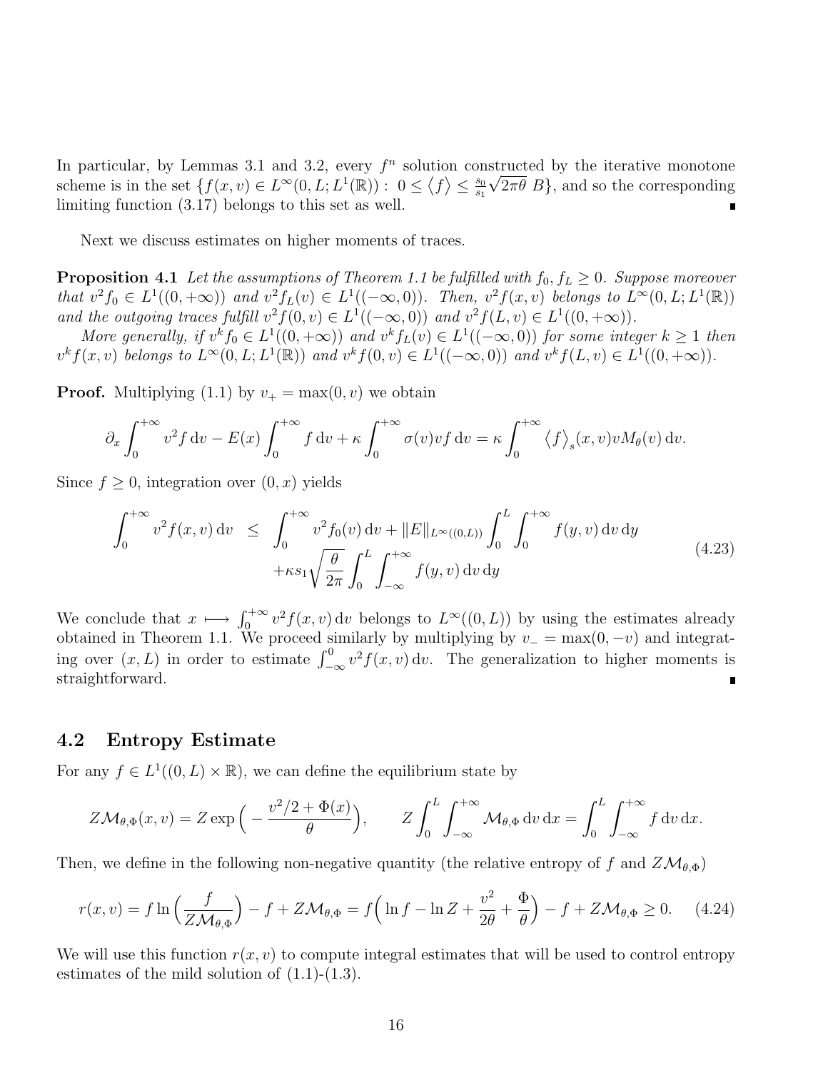In particular, by Lemmas 3.1 and 3.2, every $f^n$ solution constructed by the iterative monotone scheme is in the set $\{f(x,v) \in L^\infty(0,L;L^1(\mathbb{R})) : \ 0 \le \langle f \rangle \le \frac{s_0}{s_1}\sqrt{2\pi\theta}\ B\}$, and so the corresponding limiting function (3.17) belongs to this set as well. ∎

Next we discuss estimates on higher moments of traces.

**Proposition 4.1** *Let the assumptions of Theorem 1.1 be fulfilled with $f_0, f_L \ge 0$. Suppose moreover that $v^2 f_0 \in L^1((0,+\infty))$ and $v^2 f_L(v) \in L^1((-\infty,0))$. Then, $v^2 f(x,v)$ belongs to $L^\infty(0,L;L^1(\mathbb{R}))$ and the outgoing traces fulfill $v^2 f(0,v) \in L^1((-\infty,0))$ and $v^2 f(L,v) \in L^1((0,+\infty))$.*

*More generally, if $v^k f_0 \in L^1((0,+\infty))$ and $v^k f_L(v) \in L^1((-\infty,0))$ for some integer $k \ge 1$ then $v^k f(x,v)$ belongs to $L^\infty(0,L;L^1(\mathbb{R}))$ and $v^k f(0,v) \in L^1((-\infty,0))$ and $v^k f(L,v) \in L^1((0,+\infty))$.*

**Proof.** Multiplying (1.1) by $v_+ = \max(0,v)$ we obtain

$$\partial_x \int_0^{+\infty} v^2 f \,\mathrm{d}v - E(x)\int_0^{+\infty} f \,\mathrm{d}v + \kappa \int_0^{+\infty} \sigma(v) v f \,\mathrm{d}v = \kappa \int_0^{+\infty} \langle f \rangle_s (x,v) v M_\theta(v) \,\mathrm{d}v.$$

Since $f \ge 0$, integration over $(0,x)$ yields

$$\begin{aligned}\int_0^{+\infty} v^2 f(x,v)\,\mathrm{d}v \ \le\ & \int_0^{+\infty} v^2 f_0(v)\,\mathrm{d}v + \|E\|_{L^\infty((0,L))} \int_0^L \int_0^{+\infty} f(y,v)\,\mathrm{d}v\,\mathrm{d}y \\ & + \kappa s_1 \sqrt{\frac{\theta}{2\pi}} \int_0^L \int_{-\infty}^{+\infty} f(y,v)\,\mathrm{d}v\,\mathrm{d}y \end{aligned} \tag{4.23}$$

We conclude that $x \longmapsto \int_0^{+\infty} v^2 f(x,v)\,\mathrm{d}v$ belongs to $L^\infty((0,L))$ by using the estimates already obtained in Theorem 1.1. We proceed similarly by multiplying by $v_- = \max(0,-v)$ and integrating over $(x,L)$ in order to estimate $\int_{-\infty}^0 v^2 f(x,v)\,\mathrm{d}v$. The generalization to higher moments is straightforward. ∎

## 4.2 Entropy Estimate

For any $f \in L^1((0,L)\times\mathbb{R})$, we can define the equilibrium state by

$$Z\mathcal{M}_{\theta,\Phi}(x,v) = Z\exp\Big(-\frac{v^2/2 + \Phi(x)}{\theta}\Big), \qquad Z\int_0^L \int_{-\infty}^{+\infty} \mathcal{M}_{\theta,\Phi}\,\mathrm{d}v\,\mathrm{d}x = \int_0^L \int_{-\infty}^{+\infty} f\,\mathrm{d}v\,\mathrm{d}x.$$

Then, we define in the following non-negative quantity (the relative entropy of $f$ and $Z\mathcal{M}_{\theta,\Phi}$)

$$r(x,v) = f\ln\Big(\frac{f}{Z\mathcal{M}_{\theta,\Phi}}\Big) - f + Z\mathcal{M}_{\theta,\Phi} = f\Big(\ln f - \ln Z + \frac{v^2}{2\theta} + \frac{\Phi}{\theta}\Big) - f + Z\mathcal{M}_{\theta,\Phi} \ge 0. \tag{4.24}$$

We will use this function $r(x,v)$ to compute integral estimates that will be used to control entropy estimates of the mild solution of (1.1)-(1.3).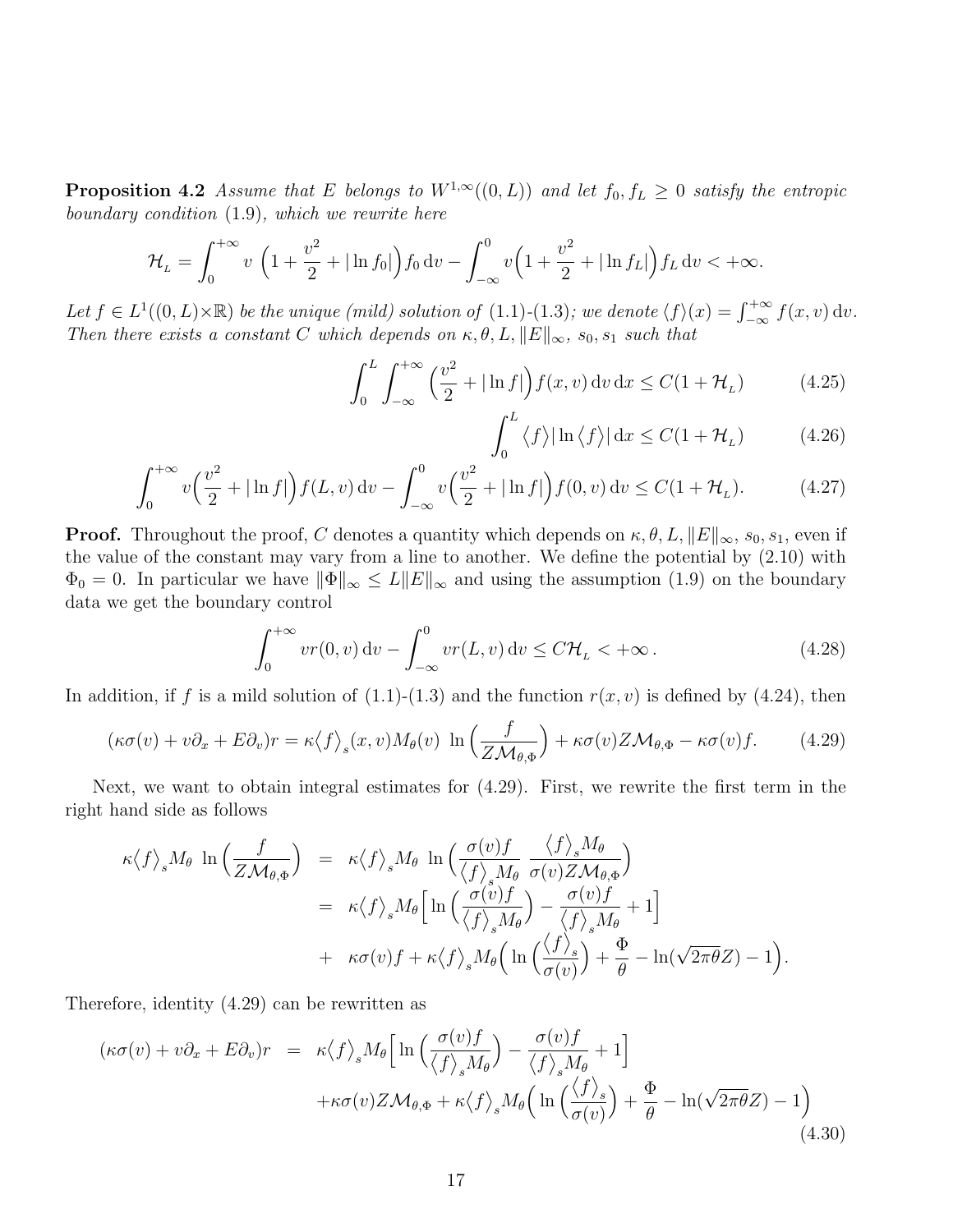**Proposition 4.2** *Assume that $E$ belongs to $W^{1,\infty}((0,L))$ and let $f_0, f_L \geq 0$ satisfy the entropic boundary condition (1.9), which we rewrite here*

$$\mathcal{H}_L = \int_0^{+\infty} v\,\Big(1 + \frac{v^2}{2} + |\ln f_0|\Big) f_0 \,\mathrm{d}v - \int_{-\infty}^0 v\Big(1 + \frac{v^2}{2} + |\ln f_L|\Big) f_L \,\mathrm{d}v < +\infty.$$

*Let $f \in L^1((0,L)\times\mathbb{R})$ be the unique (mild) solution of (1.1)-(1.3); we denote $\langle f \rangle(x) = \int_{-\infty}^{+\infty} f(x,v)\,\mathrm{d}v$. Then there exists a constant $C$ which depends on $\kappa, \theta, L, \|E\|_\infty$, $s_0, s_1$ such that*

$$\int_0^L \int_{-\infty}^{+\infty} \Big(\frac{v^2}{2} + |\ln f|\Big) f(x,v)\,\mathrm{d}v\,\mathrm{d}x \leq C(1 + \mathcal{H}_L) \tag{4.25}$$

$$\int_0^L \langle f \rangle |\ln \langle f \rangle|\,\mathrm{d}x \leq C(1 + \mathcal{H}_L) \tag{4.26}$$

$$\int_0^{+\infty} v\Big(\frac{v^2}{2} + |\ln f|\Big) f(L,v)\,\mathrm{d}v - \int_{-\infty}^0 v\Big(\frac{v^2}{2} + |\ln f|\Big) f(0,v)\,\mathrm{d}v \leq C(1 + \mathcal{H}_L). \tag{4.27}$$

**Proof.** Throughout the proof, $C$ denotes a quantity which depends on $\kappa, \theta, L, \|E\|_\infty$, $s_0, s_1$, even if the value of the constant may vary from a line to another. We define the potential by (2.10) with $\Phi_0 = 0$. In particular we have $\|\Phi\|_\infty \leq L\|E\|_\infty$ and using the assumption (1.9) on the boundary data we get the boundary control

$$\int_0^{+\infty} v r(0,v)\,\mathrm{d}v - \int_{-\infty}^0 v r(L,v)\,\mathrm{d}v \leq C\mathcal{H}_L < +\infty\,. \tag{4.28}$$

In addition, if $f$ is a mild solution of (1.1)-(1.3) and the function $r(x,v)$ is defined by (4.24), then

$$(\kappa\sigma(v) + v\partial_x + E\partial_v) r = \kappa\big\langle f \big\rangle_s(x,v) M_\theta(v)\ \ln\Big(\frac{f}{Z\mathcal{M}_{\theta,\Phi}}\Big) + \kappa\sigma(v) Z\mathcal{M}_{\theta,\Phi} - \kappa\sigma(v) f. \tag{4.29}$$

Next, we want to obtain integral estimates for (4.29). First, we rewrite the first term in the right hand side as follows

$$\begin{aligned}
\kappa\big\langle f \big\rangle_s M_\theta\ \ln\Big(\frac{f}{Z\mathcal{M}_{\theta,\Phi}}\Big) &= \kappa\big\langle f \big\rangle_s M_\theta\ \ln\Big(\frac{\sigma(v) f}{\big\langle f \big\rangle_s M_\theta}\ \frac{\big\langle f \big\rangle_s M_\theta}{\sigma(v) Z\mathcal{M}_{\theta,\Phi}}\Big) \\
&= \kappa\big\langle f \big\rangle_s M_\theta\Big[\ln\Big(\frac{\sigma(v) f}{\big\langle f \big\rangle_s M_\theta}\Big) - \frac{\sigma(v) f}{\big\langle f \big\rangle_s M_\theta} + 1\Big] \\
&+\ \kappa\sigma(v) f + \kappa\big\langle f \big\rangle_s M_\theta\Big(\ln\Big(\frac{\big\langle f \big\rangle_s}{\sigma(v)}\Big) + \frac{\Phi}{\theta} - \ln(\sqrt{2\pi\theta} Z) - 1\Big).
\end{aligned}$$

Therefore, identity (4.29) can be rewritten as

$$\begin{aligned}
(\kappa\sigma(v) + v\partial_x + E\partial_v) r &= \kappa\big\langle f \big\rangle_s M_\theta\Big[\ln\Big(\frac{\sigma(v) f}{\big\langle f \big\rangle_s M_\theta}\Big) - \frac{\sigma(v) f}{\big\langle f \big\rangle_s M_\theta} + 1\Big] \\
&\quad + \kappa\sigma(v) Z\mathcal{M}_{\theta,\Phi} + \kappa\big\langle f \big\rangle_s M_\theta\Big(\ln\Big(\frac{\big\langle f \big\rangle_s}{\sigma(v)}\Big) + \frac{\Phi}{\theta} - \ln(\sqrt{2\pi\theta} Z) - 1\Big)
\end{aligned} \tag{4.30}$$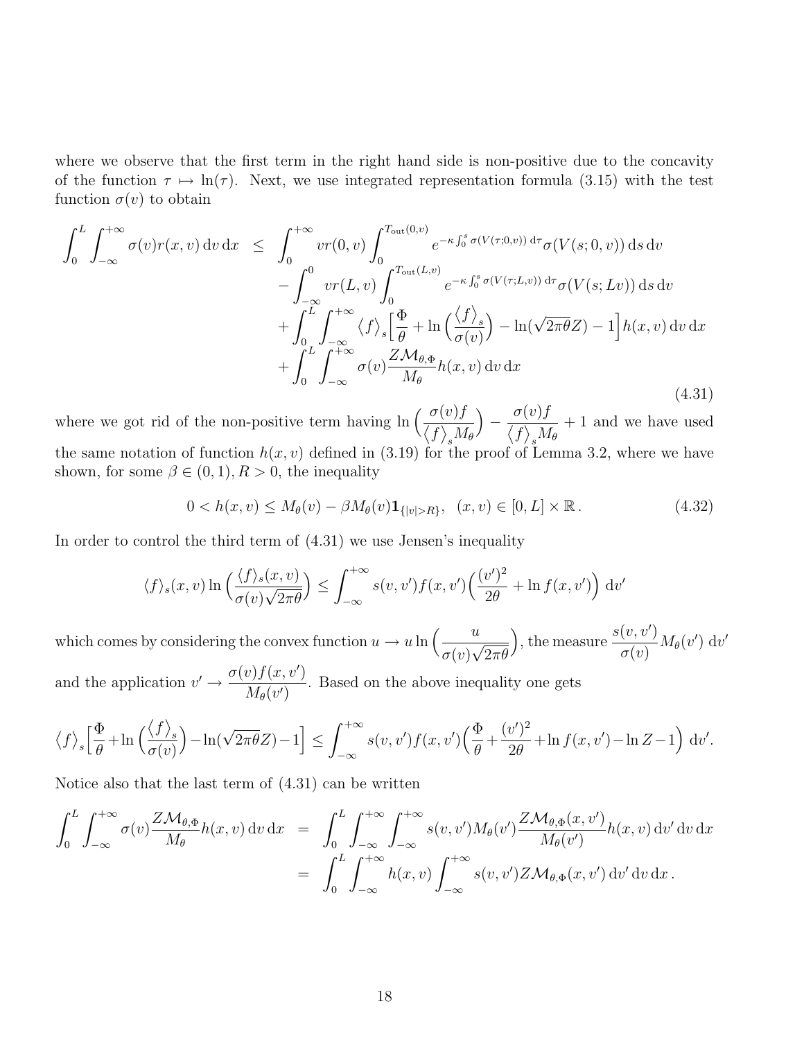where we observe that the first term in the right hand side is non-positive due to the concavity of the function $\tau \mapsto \ln(\tau)$. Next, we use integrated representation formula (3.15) with the test function $\sigma(v)$ to obtain

$$
\begin{aligned}
\int_0^L \int_{-\infty}^{+\infty} \sigma(v) r(x,v)\,\mathrm{d}v\,\mathrm{d}x \;\leq\; & \int_0^{+\infty} v r(0,v) \int_0^{T_{\text{out}}(0,v)} e^{-\kappa \int_0^s \sigma(V(\tau;0,v))\,\mathrm{d}\tau} \sigma(V(s;0,v))\,\mathrm{d}s\,\mathrm{d}v \\
& - \int_{-\infty}^{0} v r(L,v) \int_0^{T_{\text{out}}(L,v)} e^{-\kappa \int_0^s \sigma(V(\tau;L,v))\,\mathrm{d}\tau} \sigma(V(s;Lv))\,\mathrm{d}s\,\mathrm{d}v \\
& + \int_0^L \int_{-\infty}^{+\infty} \big\langle f \big\rangle_s \Big[ \frac{\Phi}{\theta} + \ln\Big( \frac{\big\langle f \big\rangle_s}{\sigma(v)} \Big) - \ln(\sqrt{2\pi\theta} Z) - 1 \Big] h(x,v)\,\mathrm{d}v\,\mathrm{d}x \\
& + \int_0^L \int_{-\infty}^{+\infty} \sigma(v) \frac{Z \mathcal{M}_{\theta,\Phi}}{M_\theta} h(x,v)\,\mathrm{d}v\,\mathrm{d}x
\end{aligned}
\tag{4.31}
$$

where we got rid of the non-positive term having $\ln\Big(\dfrac{\sigma(v) f}{\big\langle f \big\rangle_s M_\theta}\Big) - \dfrac{\sigma(v) f}{\big\langle f \big\rangle_s M_\theta} + 1$ and we have used the same notation of function $h(x,v)$ defined in (3.19) for the proof of Lemma 3.2, where we have shown, for some $\beta \in (0,1), R > 0$, the inequality

$$
0 < h(x,v) \leq M_\theta(v) - \beta M_\theta(v) \mathbf{1}_{\{|v| > R\}}, \quad (x,v) \in [0,L] \times \mathbb{R}\,. \tag{4.32}
$$

In order to control the third term of (4.31) we use Jensen's inequality

$$
\langle f \rangle_s(x,v) \ln\Big( \frac{\langle f \rangle_s(x,v)}{\sigma(v)\sqrt{2\pi\theta}} \Big) \leq \int_{-\infty}^{+\infty} s(v,v') f(x,v') \Big( \frac{(v')^2}{2\theta} + \ln f(x,v') \Big)\,\mathrm{d}v'
$$

which comes by considering the convex function $u \to u \ln\Big(\dfrac{u}{\sigma(v)\sqrt{2\pi\theta}}\Big)$, the measure $\dfrac{s(v,v')}{\sigma(v)} M_\theta(v')\,\mathrm{d}v'$ and the application $v' \to \dfrac{\sigma(v) f(x,v')}{M_\theta(v')}$. Based on the above inequality one gets

$$
\big\langle f \big\rangle_s \Big[ \frac{\Phi}{\theta} + \ln\Big( \frac{\big\langle f \big\rangle_s}{\sigma(v)} \Big) - \ln(\sqrt{2\pi\theta} Z) - 1 \Big] \leq \int_{-\infty}^{+\infty} s(v,v') f(x,v') \Big( \frac{\Phi}{\theta} + \frac{(v')^2}{2\theta} + \ln f(x,v') - \ln Z - 1 \Big)\,\mathrm{d}v'.
$$

Notice also that the last term of (4.31) can be written

$$
\begin{aligned}
\int_0^L \int_{-\infty}^{+\infty} \sigma(v) \frac{Z \mathcal{M}_{\theta,\Phi}}{M_\theta} h(x,v)\,\mathrm{d}v\,\mathrm{d}x &= \int_0^L \int_{-\infty}^{+\infty} \int_{-\infty}^{+\infty} s(v,v') M_\theta(v') \frac{Z \mathcal{M}_{\theta,\Phi}(x,v')}{M_\theta(v')} h(x,v)\,\mathrm{d}v'\,\mathrm{d}v\,\mathrm{d}x \\
&= \int_0^L \int_{-\infty}^{+\infty} h(x,v) \int_{-\infty}^{+\infty} s(v,v') Z \mathcal{M}_{\theta,\Phi}(x,v')\,\mathrm{d}v'\,\mathrm{d}v\,\mathrm{d}x\,.
\end{aligned}
$$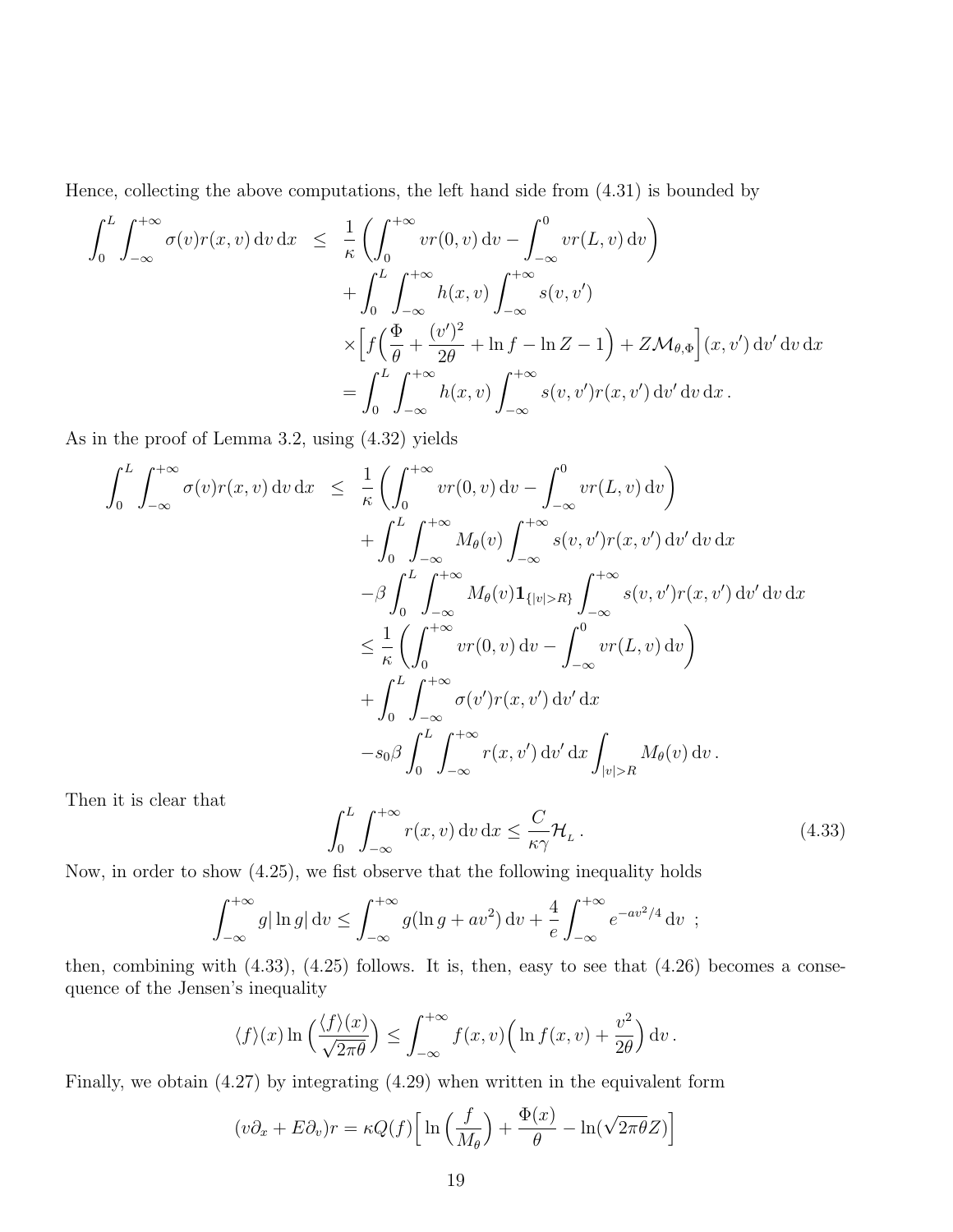Hence, collecting the above computations, the left hand side from (4.31) is bounded by

$$
\begin{aligned}
\int_0^L \int_{-\infty}^{+\infty} \sigma(v) r(x,v)\,\mathrm{d}v\,\mathrm{d}x \;&\leq\; \frac{1}{\kappa}\Big(\int_0^{+\infty} v r(0,v)\,\mathrm{d}v - \int_{-\infty}^{0} v r(L,v)\,\mathrm{d}v\Big) \\
&\quad + \int_0^L \int_{-\infty}^{+\infty} h(x,v) \int_{-\infty}^{+\infty} s(v,v') \\
&\quad \times \Big[ f\Big(\frac{\Phi}{\theta} + \frac{(v')^2}{2\theta} + \ln f - \ln Z - 1\Big) + Z\mathcal{M}_{\theta,\Phi}\Big](x,v')\,\mathrm{d}v'\,\mathrm{d}v\,\mathrm{d}x \\
&= \int_0^L \int_{-\infty}^{+\infty} h(x,v) \int_{-\infty}^{+\infty} s(v,v') r(x,v')\,\mathrm{d}v'\,\mathrm{d}v\,\mathrm{d}x\,.
\end{aligned}
$$

As in the proof of Lemma 3.2, using (4.32) yields

$$
\begin{aligned}
\int_0^L \int_{-\infty}^{+\infty} \sigma(v) r(x,v)\,\mathrm{d}v\,\mathrm{d}x \;&\leq\; \frac{1}{\kappa}\Big(\int_0^{+\infty} v r(0,v)\,\mathrm{d}v - \int_{-\infty}^{0} v r(L,v)\,\mathrm{d}v\Big) \\
&\quad + \int_0^L \int_{-\infty}^{+\infty} M_\theta(v) \int_{-\infty}^{+\infty} s(v,v') r(x,v')\,\mathrm{d}v'\,\mathrm{d}v\,\mathrm{d}x \\
&\quad - \beta \int_0^L \int_{-\infty}^{+\infty} M_\theta(v) \mathbf{1}_{\{|v|>R\}} \int_{-\infty}^{+\infty} s(v,v') r(x,v')\,\mathrm{d}v'\,\mathrm{d}v\,\mathrm{d}x \\
&\leq \frac{1}{\kappa}\Big(\int_0^{+\infty} v r(0,v)\,\mathrm{d}v - \int_{-\infty}^{0} v r(L,v)\,\mathrm{d}v\Big) \\
&\quad + \int_0^L \int_{-\infty}^{+\infty} \sigma(v') r(x,v')\,\mathrm{d}v'\,\mathrm{d}x \\
&\quad - s_0 \beta \int_0^L \int_{-\infty}^{+\infty} r(x,v')\,\mathrm{d}v'\,\mathrm{d}x \int_{|v|>R} M_\theta(v)\,\mathrm{d}v\,.
\end{aligned}
$$

Then it is clear that

$$
\int_0^L \int_{-\infty}^{+\infty} r(x,v)\,\mathrm{d}v\,\mathrm{d}x \leq \frac{C}{\kappa\gamma}\mathcal{H}_{L}\,. \tag{4.33}
$$

Now, in order to show (4.25), we fist observe that the following inequality holds

$$
\int_{-\infty}^{+\infty} g|\ln g|\,\mathrm{d}v \leq \int_{-\infty}^{+\infty} g(\ln g + av^2)\,\mathrm{d}v + \frac{4}{e}\int_{-\infty}^{+\infty} e^{-av^2/4}\,\mathrm{d}v \;\;;
$$

then, combining with (4.33), (4.25) follows. It is, then, easy to see that (4.26) becomes a consequence of the Jensen's inequality

$$
\langle f\rangle(x) \ln\Big(\frac{\langle f\rangle(x)}{\sqrt{2\pi\theta}}\Big) \leq \int_{-\infty}^{+\infty} f(x,v)\Big(\ln f(x,v) + \frac{v^2}{2\theta}\Big)\,\mathrm{d}v\,.
$$

Finally, we obtain (4.27) by integrating (4.29) when written in the equivalent form

$$
(v\partial_x + E\partial_v) r = \kappa Q(f)\Big[\ln\Big(\frac{f}{M_\theta}\Big) + \frac{\Phi(x)}{\theta} - \ln(\sqrt{2\pi\theta}Z)\Big]
$$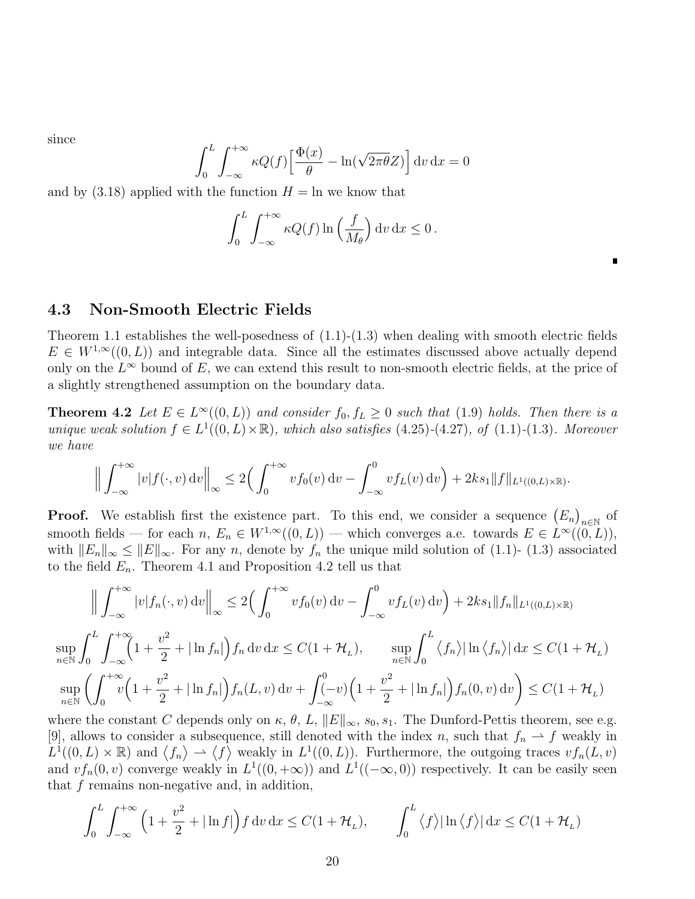since

$$\int_0^L \int_{-\infty}^{+\infty} \kappa Q(f) \Big[ \frac{\Phi(x)}{\theta} - \ln(\sqrt{2\pi\theta} Z) \Big] \,\mathrm{d}v\,\mathrm{d}x = 0$$

and by (3.18) applied with the function $H = \ln$ we know that

$$\int_0^L \int_{-\infty}^{+\infty} \kappa Q(f) \ln\Big(\frac{f}{M_\theta}\Big) \,\mathrm{d}v\,\mathrm{d}x \le 0\,.$$

■

## 4.3 Non-Smooth Electric Fields

Theorem 1.1 establishes the well-posedness of (1.1)-(1.3) when dealing with smooth electric fields $E \in W^{1,\infty}((0, L))$ and integrable data. Since all the estimates discussed above actually depend only on the $L^\infty$ bound of $E$, we can extend this result to non-smooth electric fields, at the price of a slightly strengthened assumption on the boundary data.

**Theorem 4.2** *Let $E \in L^\infty((0, L))$ and consider $f_0, f_L \ge 0$ such that (1.9) holds. Then there is a unique weak solution $f \in L^1((0, L)\times\mathbb{R})$, which also satisfies (4.25)-(4.27), of (1.1)-(1.3). Moreover we have*

$$\Big\| \int_{-\infty}^{+\infty} |v| f(\cdot, v) \,\mathrm{d}v \Big\|_\infty \le 2\Big( \int_0^{+\infty} v f_0(v)\,\mathrm{d}v - \int_{-\infty}^0 v f_L(v)\,\mathrm{d}v \Big) + 2ks_1 \|f\|_{L^1((0,L)\times\mathbb{R})}.$$

**Proof.** We establish first the existence part. To this end, we consider a sequence $\big(E_n\big)_{n\in\mathbb{N}}$ of smooth fields — for each $n$, $E_n \in W^{1,\infty}((0, L))$ — which converges a.e. towards $E \in L^\infty((0, L))$, with $\|E_n\|_\infty \le \|E\|_\infty$. For any $n$, denote by $f_n$ the unique mild solution of (1.1)- (1.3) associated to the field $E_n$. Theorem 4.1 and Proposition 4.2 tell us that

$$\Big\| \int_{-\infty}^{+\infty} |v| f_n(\cdot, v) \,\mathrm{d}v \Big\|_\infty \le 2\Big( \int_0^{+\infty} v f_0(v)\,\mathrm{d}v - \int_{-\infty}^0 v f_L(v)\,\mathrm{d}v \Big) + 2ks_1 \|f_n\|_{L^1((0,L)\times\mathbb{R})}$$

$$\sup_{n\in\mathbb{N}} \int_0^L \int_{-\infty}^{+\infty} \Big(1 + \frac{v^2}{2} + |\ln f_n|\Big) f_n \,\mathrm{d}v\,\mathrm{d}x \le C(1 + \mathcal{H}_L), \qquad \sup_{n\in\mathbb{N}} \int_0^L \big\langle f_n \big\rangle |\ln \big\langle f_n \big\rangle| \,\mathrm{d}x \le C(1 + \mathcal{H}_L)$$

$$\sup_{n\in\mathbb{N}} \Big( \int_0^{+\infty} v \Big(1 + \frac{v^2}{2} + |\ln f_n|\Big) f_n(L, v)\,\mathrm{d}v + \int_{-\infty}^0 (-v) \Big(1 + \frac{v^2}{2} + |\ln f_n|\Big) f_n(0, v)\,\mathrm{d}v \Big) \le C(1 + \mathcal{H}_L)$$

where the constant $C$ depends only on $\kappa$, $\theta$, $L$, $\|E\|_\infty$, $s_0$, $s_1$. The Dunford-Pettis theorem, see e.g. [9], allows to consider a subsequence, still denoted with the index $n$, such that $f_n \rightharpoonup f$ weakly in $L^1((0, L) \times \mathbb{R})$ and $\big\langle f_n \big\rangle \rightharpoonup \big\langle f \big\rangle$ weakly in $L^1((0, L))$. Furthermore, the outgoing traces $v f_n(L, v)$ and $v f_n(0, v)$ converge weakly in $L^1((0, +\infty))$ and $L^1((-\infty, 0))$ respectively. It can be easily seen that $f$ remains non-negative and, in addition,

$$\int_0^L \int_{-\infty}^{+\infty} \Big(1 + \frac{v^2}{2} + |\ln f|\Big) f \,\mathrm{d}v\,\mathrm{d}x \le C(1 + \mathcal{H}_L), \qquad \int_0^L \big\langle f \big\rangle |\ln \big\langle f \big\rangle| \,\mathrm{d}x \le C(1 + \mathcal{H}_L)$$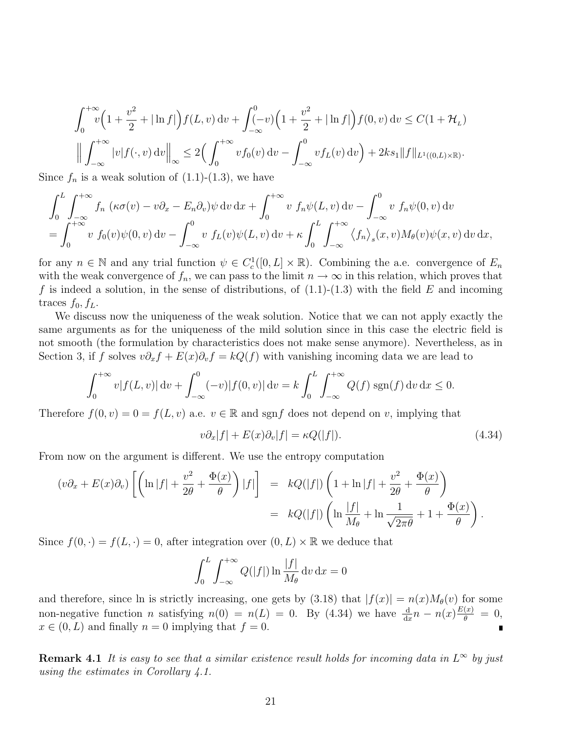$$
\int_0^{+\infty} v\Big(1+\frac{v^2}{2}+|\ln f|\Big) f(L,v)\,\mathrm{d}v + \int_{-\infty}^0 (-v)\Big(1+\frac{v^2}{2}+|\ln f|\Big) f(0,v)\,\mathrm{d}v \le C(1+\mathcal{H}_{L})
$$

$$
\Big\| \int_{-\infty}^{+\infty} |v| f(\cdot,v)\,\mathrm{d}v \Big\|_\infty \le 2\Big(\int_0^{+\infty} v f_0(v)\,\mathrm{d}v - \int_{-\infty}^0 v f_L(v)\,\mathrm{d}v\Big) + 2ks_1 \|f\|_{L^1((0,L)\times\mathbb{R})}.
$$

Since $f_n$ is a weak solution of (1.1)-(1.3), we have

$$
\begin{aligned}
&\int_0^L \int_{-\infty}^{+\infty} f_n\ (\kappa\sigma(v) - v\partial_x - E_n\partial_v)\psi\,\mathrm{d}v\,\mathrm{d}x + \int_0^{+\infty} v\ f_n\psi(L,v)\,\mathrm{d}v - \int_{-\infty}^0 v\ f_n\psi(0,v)\,\mathrm{d}v \\
&= \int_0^{+\infty} v\ f_0(v)\psi(0,v)\,\mathrm{d}v - \int_{-\infty}^0 v\ f_L(v)\psi(L,v)\,\mathrm{d}v + \kappa \int_0^L \int_{-\infty}^{+\infty} \big\langle f_n\big\rangle_s(x,v) M_\theta(v)\psi(x,v)\,\mathrm{d}v\,\mathrm{d}x,
\end{aligned}
$$

for any $n \in \mathbb{N}$ and any trial function $\psi \in C_c^1([0,L]\times\mathbb{R})$. Combining the a.e. convergence of $E_n$ with the weak convergence of $f_n$, we can pass to the limit $n \to \infty$ in this relation, which proves that $f$ is indeed a solution, in the sense of distributions, of (1.1)-(1.3) with the field $E$ and incoming traces $f_0, f_L$.

We discuss now the uniqueness of the weak solution. Notice that we can not apply exactly the same arguments as for the uniqueness of the mild solution since in this case the electric field is not smooth (the formulation by characteristics does not make sense anymore). Nevertheless, as in Section 3, if $f$ solves $v\partial_x f + E(x)\partial_v f = kQ(f)$ with vanishing incoming data we are lead to

$$
\int_0^{+\infty} v|f(L,v)|\,\mathrm{d}v + \int_{-\infty}^0 (-v)|f(0,v)|\,\mathrm{d}v = k\int_0^L \int_{-\infty}^{+\infty} Q(f)\ \mathrm{sgn}(f)\,\mathrm{d}v\,\mathrm{d}x \le 0.
$$

Therefore $f(0,v) = 0 = f(L,v)$ a.e. $v \in \mathbb{R}$ and $\mathrm{sgn} f$ does not depend on $v$, implying that

$$
v\partial_x|f| + E(x)\partial_v|f| = \kappa Q(|f|). \tag{4.34}
$$

From now on the argument is different. We use the entropy computation

$$
\begin{aligned}
(v\partial_x + E(x)\partial_v)\left[\left(\ln|f| + \frac{v^2}{2\theta} + \frac{\Phi(x)}{\theta}\right)|f|\right] &= kQ(|f|)\left(1+\ln|f| + \frac{v^2}{2\theta} + \frac{\Phi(x)}{\theta}\right) \\
&= kQ(|f|)\left(\ln\frac{|f|}{M_\theta} + \ln\frac{1}{\sqrt{2\pi\theta}} + 1 + \frac{\Phi(x)}{\theta}\right).
\end{aligned}
$$

Since $f(0,\cdot) = f(L,\cdot) = 0$, after integration over $(0,L)\times\mathbb{R}$ we deduce that

$$
\int_0^L \int_{-\infty}^{+\infty} Q(|f|)\ln\frac{|f|}{M_\theta}\,\mathrm{d}v\,\mathrm{d}x = 0
$$

and therefore, since ln is strictly increasing, one gets by (3.18) that $|f(x)| = n(x)M_\theta(v)$ for some non-negative function $n$ satisfying $n(0) = n(L) = 0$. By (4.34) we have $\frac{\mathrm{d}}{\mathrm{d}x}n - n(x)\frac{E(x)}{\theta} = 0$, $x \in (0,L)$ and finally $n = 0$ implying that $f = 0$. ∎

**Remark 4.1** *It is easy to see that a similar existence result holds for incoming data in $L^\infty$ by just using the estimates in Corollary 4.1.*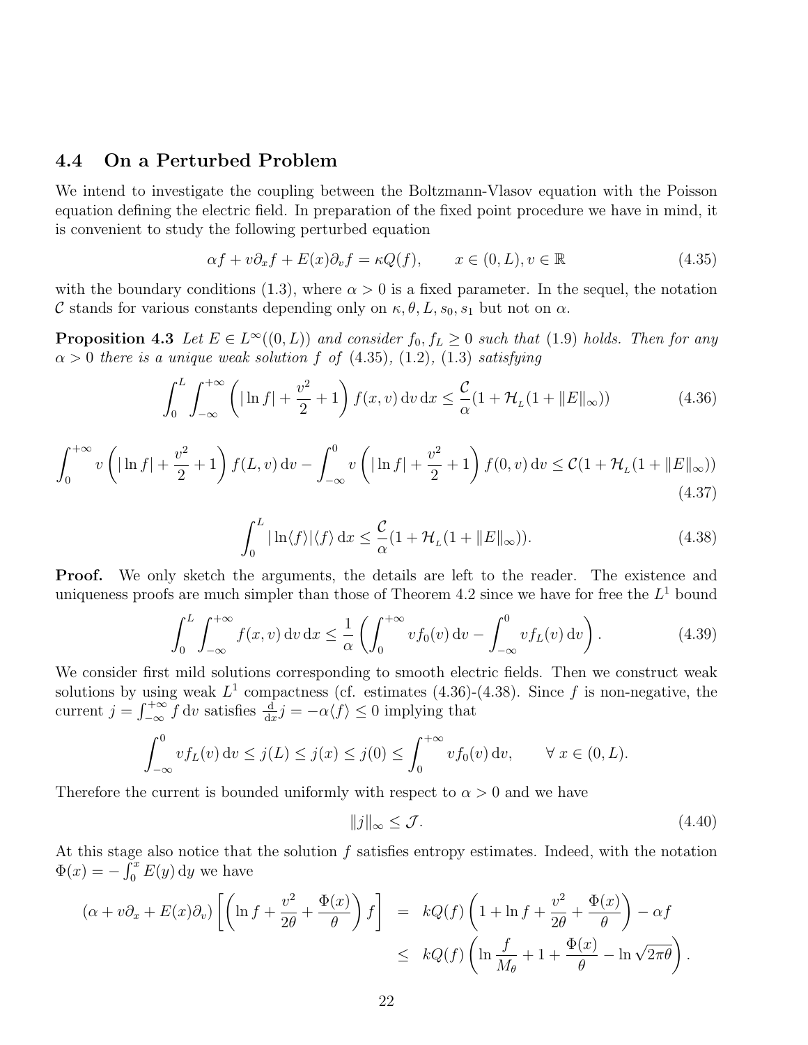### 4.4 On a Perturbed Problem

We intend to investigate the coupling between the Boltzmann-Vlasov equation with the Poisson equation defining the electric field. In preparation of the fixed point procedure we have in mind, it is convenient to study the following perturbed equation

$$\alpha f + v\partial_x f + E(x)\partial_v f = \kappa Q(f), \qquad x \in (0, L), v \in \mathbb{R} \tag{4.35}$$

with the boundary conditions (1.3), where $\alpha > 0$ is a fixed parameter. In the sequel, the notation $\mathcal{C}$ stands for various constants depending only on $\kappa, \theta, L, s_0, s_1$ but not on $\alpha$.

**Proposition 4.3** *Let $E \in L^\infty((0, L))$ and consider $f_0, f_L \geq 0$ such that (1.9) holds. Then for any $\alpha > 0$ there is a unique weak solution $f$ of (4.35), (1.2), (1.3) satisfying*

$$\int_0^L \int_{-\infty}^{+\infty} \left( |\ln f| + \frac{v^2}{2} + 1 \right) f(x, v)\,\mathrm{d}v\,\mathrm{d}x \leq \frac{\mathcal{C}}{\alpha}(1 + \mathcal{H}_L(1 + \|E\|_\infty)) \tag{4.36}$$

$$\int_0^{+\infty} v\left( |\ln f| + \frac{v^2}{2} + 1 \right) f(L, v)\,\mathrm{d}v - \int_{-\infty}^0 v\left( |\ln f| + \frac{v^2}{2} + 1 \right) f(0, v)\,\mathrm{d}v \leq \mathcal{C}(1 + \mathcal{H}_L(1 + \|E\|_\infty)) \tag{4.37}$$

$$\int_0^L |\ln\langle f\rangle|\langle f\rangle\,\mathrm{d}x \leq \frac{\mathcal{C}}{\alpha}(1 + \mathcal{H}_L(1 + \|E\|_\infty)). \tag{4.38}$$

**Proof.** We only sketch the arguments, the details are left to the reader. The existence and uniqueness proofs are much simpler than those of Theorem 4.2 since we have for free the $L^1$ bound

$$\int_0^L \int_{-\infty}^{+\infty} f(x, v)\,\mathrm{d}v\,\mathrm{d}x \leq \frac{1}{\alpha}\left( \int_0^{+\infty} v f_0(v)\,\mathrm{d}v - \int_{-\infty}^0 v f_L(v)\,\mathrm{d}v \right). \tag{4.39}$$

We consider first mild solutions corresponding to smooth electric fields. Then we construct weak solutions by using weak $L^1$ compactness (cf. estimates (4.36)-(4.38)). Since $f$ is non-negative, the current $j = \int_{-\infty}^{+\infty} f\,\mathrm{d}v$ satisfies $\frac{\mathrm{d}}{\mathrm{d}x} j = -\alpha\langle f\rangle \leq 0$ implying that

$$\int_{-\infty}^0 v f_L(v)\,\mathrm{d}v \leq j(L) \leq j(x) \leq j(0) \leq \int_0^{+\infty} v f_0(v)\,\mathrm{d}v, \qquad \forall\, x \in (0, L).$$

Therefore the current is bounded uniformly with respect to $\alpha > 0$ and we have

$$\|j\|_\infty \leq \mathcal{J}. \tag{4.40}$$

At this stage also notice that the solution $f$ satisfies entropy estimates. Indeed, with the notation $\Phi(x) = -\int_0^x E(y)\,\mathrm{d}y$ we have

$$\begin{aligned}
(\alpha + v\partial_x + E(x)\partial_v)\left[ \left( \ln f + \frac{v^2}{2\theta} + \frac{\Phi(x)}{\theta} \right) f \right] &= kQ(f)\left( 1 + \ln f + \frac{v^2}{2\theta} + \frac{\Phi(x)}{\theta} \right) - \alpha f \\
&\leq kQ(f)\left( \ln \frac{f}{M_\theta} + 1 + \frac{\Phi(x)}{\theta} - \ln\sqrt{2\pi\theta} \right).
\end{aligned}$$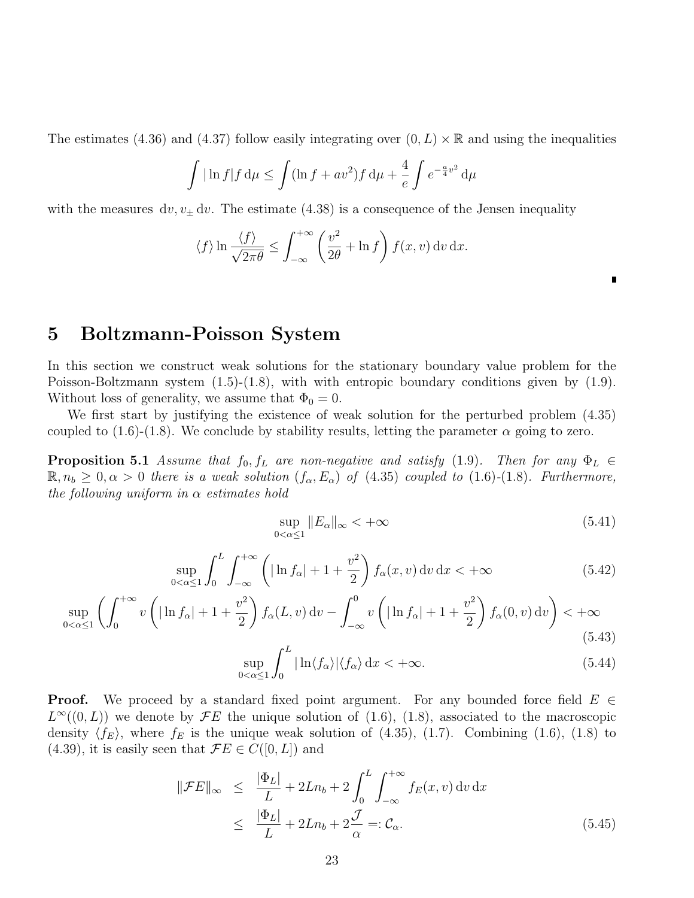The estimates (4.36) and (4.37) follow easily integrating over $(0, L) \times \mathbb{R}$ and using the inequalities

$$\int |\ln f| f \,\mathrm{d}\mu \leq \int (\ln f + av^2) f \,\mathrm{d}\mu + \frac{4}{e} \int e^{-\frac{a}{4}v^2} \,\mathrm{d}\mu$$

with the measures $\mathrm{d}v, v_\pm \,\mathrm{d}v$. The estimate (4.38) is a consequence of the Jensen inequality

$$\langle f \rangle \ln \frac{\langle f \rangle}{\sqrt{2\pi\theta}} \leq \int_{-\infty}^{+\infty} \left( \frac{v^2}{2\theta} + \ln f \right) f(x, v) \,\mathrm{d}v \,\mathrm{d}x.$$

∎

# 5 Boltzmann-Poisson System

In this section we construct weak solutions for the stationary boundary value problem for the Poisson-Boltzmann system (1.5)-(1.8), with with entropic boundary conditions given by (1.9). Without loss of generality, we assume that $\Phi_0 = 0$.

We first start by justifying the existence of weak solution for the perturbed problem (4.35) coupled to (1.6)-(1.8). We conclude by stability results, letting the parameter $\alpha$ going to zero.

**Proposition 5.1** *Assume that $f_0, f_L$ are non-negative and satisfy (1.9). Then for any $\Phi_L \in \mathbb{R}, n_b \geq 0, \alpha > 0$ there is a weak solution $(f_\alpha, E_\alpha)$ of (4.35) coupled to (1.6)-(1.8). Furthermore, the following uniform in $\alpha$ estimates hold*

$$\sup_{0<\alpha\leq 1} \|E_\alpha\|_\infty < +\infty \tag{5.41}$$

$$\sup_{0<\alpha\leq 1} \int_0^L \int_{-\infty}^{+\infty} \left( |\ln f_\alpha| + 1 + \frac{v^2}{2} \right) f_\alpha(x, v) \,\mathrm{d}v \,\mathrm{d}x < +\infty \tag{5.42}$$

$$\sup_{0<\alpha\leq 1} \left( \int_0^{+\infty} v \left( |\ln f_\alpha| + 1 + \frac{v^2}{2} \right) f_\alpha(L, v) \,\mathrm{d}v - \int_{-\infty}^0 v \left( |\ln f_\alpha| + 1 + \frac{v^2}{2} \right) f_\alpha(0, v) \,\mathrm{d}v \right) < +\infty \tag{5.43}$$

$$\sup_{0<\alpha\leq 1} \int_0^L |\ln\langle f_\alpha \rangle| \langle f_\alpha \rangle \,\mathrm{d}x < +\infty. \tag{5.44}$$

**Proof.** We proceed by a standard fixed point argument. For any bounded force field $E \in L^\infty((0, L))$ we denote by $\mathcal{F}E$ the unique solution of (1.6), (1.8), associated to the macroscopic density $\langle f_E \rangle$, where $f_E$ is the unique weak solution of (4.35), (1.7). Combining (1.6), (1.8) to (4.39), it is easily seen that $\mathcal{F}E \in C([0, L])$ and

$$\begin{aligned}
\|\mathcal{F}E\|_\infty &\leq \frac{|\Phi_L|}{L} + 2Ln_b + 2\int_0^L \int_{-\infty}^{+\infty} f_E(x, v) \,\mathrm{d}v \,\mathrm{d}x \\
&\leq \frac{|\Phi_L|}{L} + 2Ln_b + 2\frac{\mathcal{J}}{\alpha} =: \mathcal{C}_\alpha.
\end{aligned} \tag{5.45}$$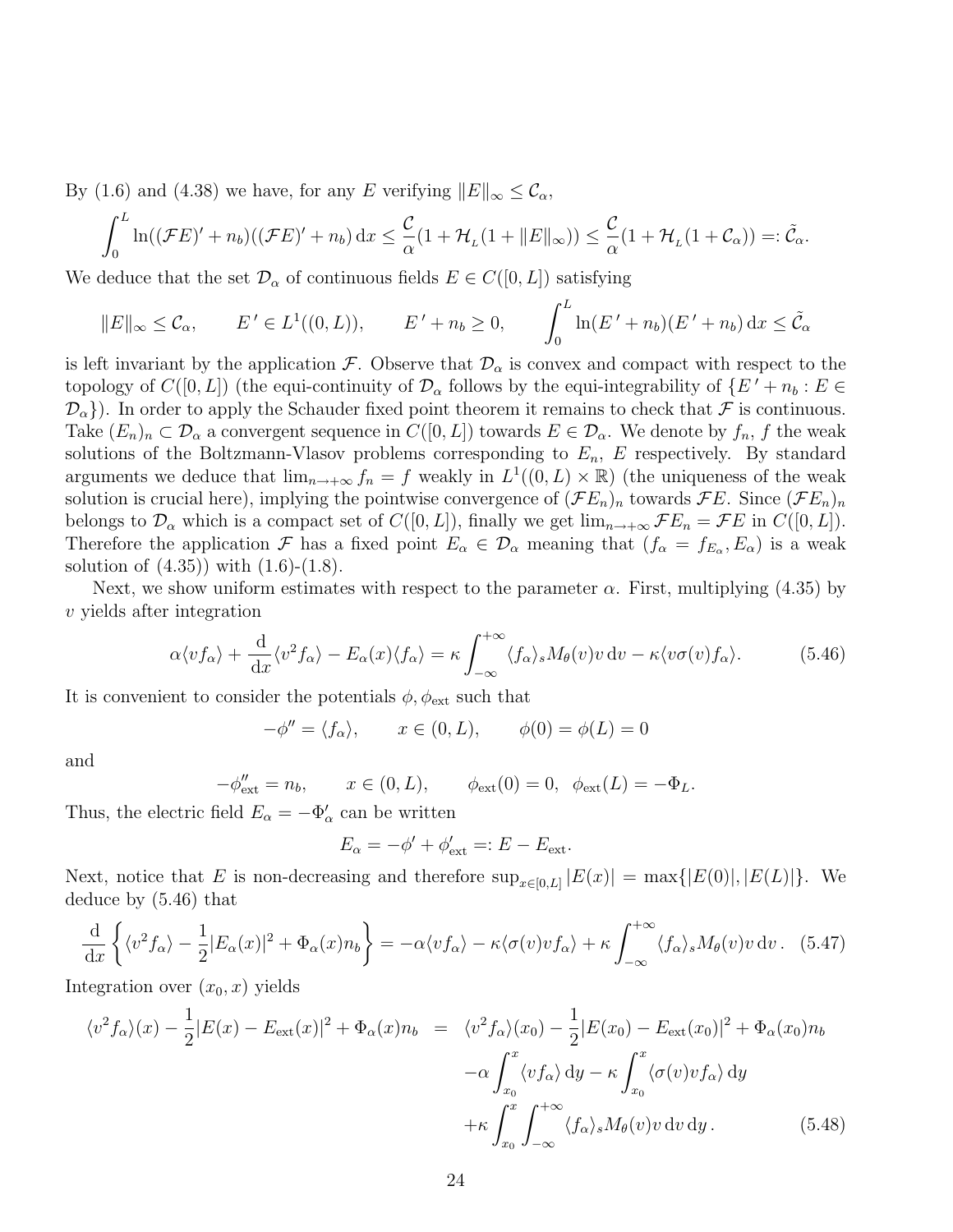By (1.6) and (4.38) we have, for any $E$ verifying $\|E\|_\infty \le \mathcal{C}_\alpha$,

$$\int_0^L \ln((\mathcal{F}E)' + n_b)((\mathcal{F}E)' + n_b)\,\mathrm{d}x \le \frac{\mathcal{C}}{\alpha}(1 + \mathcal{H}_{{}_L}(1 + \|E\|_\infty)) \le \frac{\mathcal{C}}{\alpha}(1 + \mathcal{H}_{{}_L}(1 + \mathcal{C}_\alpha)) =: \tilde{\mathcal{C}}_\alpha.$$

We deduce that the set $\mathcal{D}_\alpha$ of continuous fields $E \in C([0,L])$ satisfying

$$\|E\|_\infty \le \mathcal{C}_\alpha, \qquad E' \in L^1((0,L)), \qquad E' + n_b \ge 0, \qquad \int_0^L \ln(E' + n_b)(E' + n_b)\,\mathrm{d}x \le \tilde{\mathcal{C}}_\alpha$$

is left invariant by the application $\mathcal{F}$. Observe that $\mathcal{D}_\alpha$ is convex and compact with respect to the topology of $C([0,L])$ (the equi-continuity of $\mathcal{D}_\alpha$ follows by the equi-integrability of $\{E' + n_b : E \in \mathcal{D}_\alpha\}$). In order to apply the Schauder fixed point theorem it remains to check that $\mathcal{F}$ is continuous. Take $(E_n)_n \subset \mathcal{D}_\alpha$ a convergent sequence in $C([0,L])$ towards $E \in \mathcal{D}_\alpha$. We denote by $f_n$, $f$ the weak solutions of the Boltzmann-Vlasov problems corresponding to $E_n$, $E$ respectively. By standard arguments we deduce that $\lim_{n\to+\infty} f_n = f$ weakly in $L^1((0,L)\times\mathbb{R})$ (the uniqueness of the weak solution is crucial here), implying the pointwise convergence of $(\mathcal{F}E_n)_n$ towards $\mathcal{F}E$. Since $(\mathcal{F}E_n)_n$ belongs to $\mathcal{D}_\alpha$ which is a compact set of $C([0,L])$, finally we get $\lim_{n\to+\infty}\mathcal{F}E_n = \mathcal{F}E$ in $C([0,L])$. Therefore the application $\mathcal{F}$ has a fixed point $E_\alpha \in \mathcal{D}_\alpha$ meaning that $(f_\alpha = f_{E_\alpha}, E_\alpha)$ is a weak solution of (4.35)) with (1.6)-(1.8).

Next, we show uniform estimates with respect to the parameter $\alpha$. First, multiplying (4.35) by $v$ yields after integration

$$\alpha\langle v f_\alpha\rangle + \frac{\mathrm{d}}{\mathrm{d}x}\langle v^2 f_\alpha\rangle - E_\alpha(x)\langle f_\alpha\rangle = \kappa\int_{-\infty}^{+\infty}\langle f_\alpha\rangle_s M_\theta(v) v\,\mathrm{d}v - \kappa\langle v\sigma(v) f_\alpha\rangle. \tag{5.46}$$

It is convenient to consider the potentials $\phi, \phi_{\mathrm{ext}}$ such that

$$-\phi'' = \langle f_\alpha\rangle, \qquad x \in (0,L), \qquad \phi(0) = \phi(L) = 0$$

and

$$-\phi_{\mathrm{ext}}'' = n_b, \qquad x \in (0,L), \qquad \phi_{\mathrm{ext}}(0) = 0,\ \ \phi_{\mathrm{ext}}(L) = -\Phi_L.$$

Thus, the electric field $E_\alpha = -\Phi_\alpha'$ can be written

$$E_\alpha = -\phi' + \phi_{\mathrm{ext}}' =: E - E_{\mathrm{ext}}.$$

Next, notice that $E$ is non-decreasing and therefore $\sup_{x\in[0,L]}|E(x)| = \max\{|E(0)|, |E(L)|\}$. We deduce by (5.46) that

$$\frac{\mathrm{d}}{\mathrm{d}x}\left\{\langle v^2 f_\alpha\rangle - \frac{1}{2}|E_\alpha(x)|^2 + \Phi_\alpha(x) n_b\right\} = -\alpha\langle v f_\alpha\rangle - \kappa\langle\sigma(v) v f_\alpha\rangle + \kappa\int_{-\infty}^{+\infty}\langle f_\alpha\rangle_s M_\theta(v) v\,\mathrm{d}v\,. \tag{5.47}$$

Integration over $(x_0, x)$ yields

$$\begin{aligned}
\langle v^2 f_\alpha\rangle(x) - \frac{1}{2}|E(x) - E_{\mathrm{ext}}(x)|^2 + \Phi_\alpha(x) n_b &= \langle v^2 f_\alpha\rangle(x_0) - \frac{1}{2}|E(x_0) - E_{\mathrm{ext}}(x_0)|^2 + \Phi_\alpha(x_0) n_b \\
&\quad -\alpha\int_{x_0}^{x}\langle v f_\alpha\rangle\,\mathrm{d}y - \kappa\int_{x_0}^{x}\langle\sigma(v) v f_\alpha\rangle\,\mathrm{d}y \\
&\quad +\kappa\int_{x_0}^{x}\int_{-\infty}^{+\infty}\langle f_\alpha\rangle_s M_\theta(v) v\,\mathrm{d}v\,\mathrm{d}y\,.
\end{aligned} \tag{5.48}$$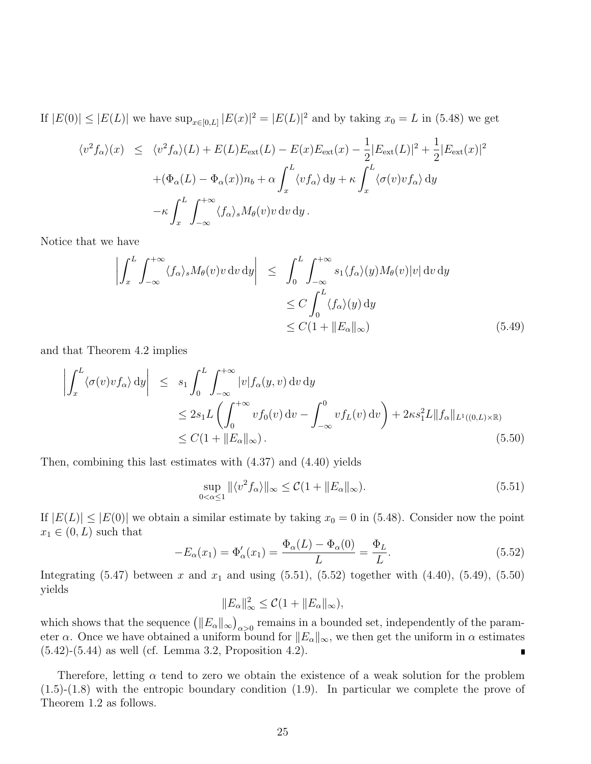If $|E(0)| \leq |E(L)|$ we have $\sup_{x\in[0,L]} |E(x)|^2 = |E(L)|^2$ and by taking $x_0 = L$ in (5.48) we get

$$
\begin{aligned}
\langle v^2 f_\alpha\rangle(x) \;\leq\; & \langle v^2 f_\alpha\rangle(L) + E(L)E_{\text{ext}}(L) - E(x)E_{\text{ext}}(x) - \frac{1}{2}|E_{\text{ext}}(L)|^2 + \frac{1}{2}|E_{\text{ext}}(x)|^2 \\
& + (\Phi_\alpha(L) - \Phi_\alpha(x))n_b + \alpha \int_x^L \langle v f_\alpha\rangle \,\mathrm{d}y + \kappa \int_x^L \langle \sigma(v) v f_\alpha\rangle \,\mathrm{d}y \\
& - \kappa \int_x^L \int_{-\infty}^{+\infty} \langle f_\alpha\rangle_s M_\theta(v) v \,\mathrm{d}v \,\mathrm{d}y\,.
\end{aligned}
$$

Notice that we have

$$
\begin{aligned}
\left|\int_x^L \int_{-\infty}^{+\infty} \langle f_\alpha\rangle_s M_\theta(v) v \,\mathrm{d}v \,\mathrm{d}y\right| \;\leq\; & \int_0^L \int_{-\infty}^{+\infty} s_1 \langle f_\alpha\rangle(y) M_\theta(v)|v| \,\mathrm{d}v \,\mathrm{d}y \\
& \leq C \int_0^L \langle f_\alpha\rangle(y) \,\mathrm{d}y \\
& \leq C(1 + \|E_\alpha\|_\infty) \qquad (5.49)
\end{aligned}
$$

and that Theorem 4.2 implies

$$
\begin{aligned}
\left|\int_x^L \langle \sigma(v) v f_\alpha\rangle \,\mathrm{d}y\right| \;\leq\; & s_1 \int_0^L \int_{-\infty}^{+\infty} |v| f_\alpha(y,v) \,\mathrm{d}v \,\mathrm{d}y \\
& \leq 2s_1 L \left( \int_0^{+\infty} v f_0(v) \,\mathrm{d}v - \int_{-\infty}^0 v f_L(v) \,\mathrm{d}v \right) + 2\kappa s_1^2 L \|f_\alpha\|_{L^1((0,L)\times\mathbb{R})} \\
& \leq C(1 + \|E_\alpha\|_\infty)\,. \qquad (5.50)
\end{aligned}
$$

Then, combining this last estimates with (4.37) and (4.40) yields

$$
\sup_{0<\alpha\leq 1} \|\langle v^2 f_\alpha\rangle\|_\infty \leq \mathcal{C}(1 + \|E_\alpha\|_\infty). \qquad (5.51)
$$

If $|E(L)| \leq |E(0)|$ we obtain a similar estimate by taking $x_0 = 0$ in (5.48). Consider now the point $x_1 \in (0, L)$ such that

$$
-E_\alpha(x_1) = \Phi'_\alpha(x_1) = \frac{\Phi_\alpha(L) - \Phi_\alpha(0)}{L} = \frac{\Phi_L}{L}. \qquad (5.52)
$$

Integrating (5.47) between $x$ and $x_1$ and using (5.51), (5.52) together with (4.40), (5.49), (5.50) yields

$$
\|E_\alpha\|_\infty^2 \leq \mathcal{C}(1 + \|E_\alpha\|_\infty),
$$

which shows that the sequence $\left(\|E_\alpha\|_\infty\right)_{\alpha>0}$ remains in a bounded set, independently of the parameter $\alpha$. Once we have obtained a uniform bound for $\|E_\alpha\|_\infty$, we then get the uniform in $\alpha$ estimates (5.42)-(5.44) as well (cf. Lemma 3.2, Proposition 4.2). ∎

Therefore, letting $\alpha$ tend to zero we obtain the existence of a weak solution for the problem (1.5)-(1.8) with the entropic boundary condition (1.9). In particular we complete the prove of Theorem 1.2 as follows.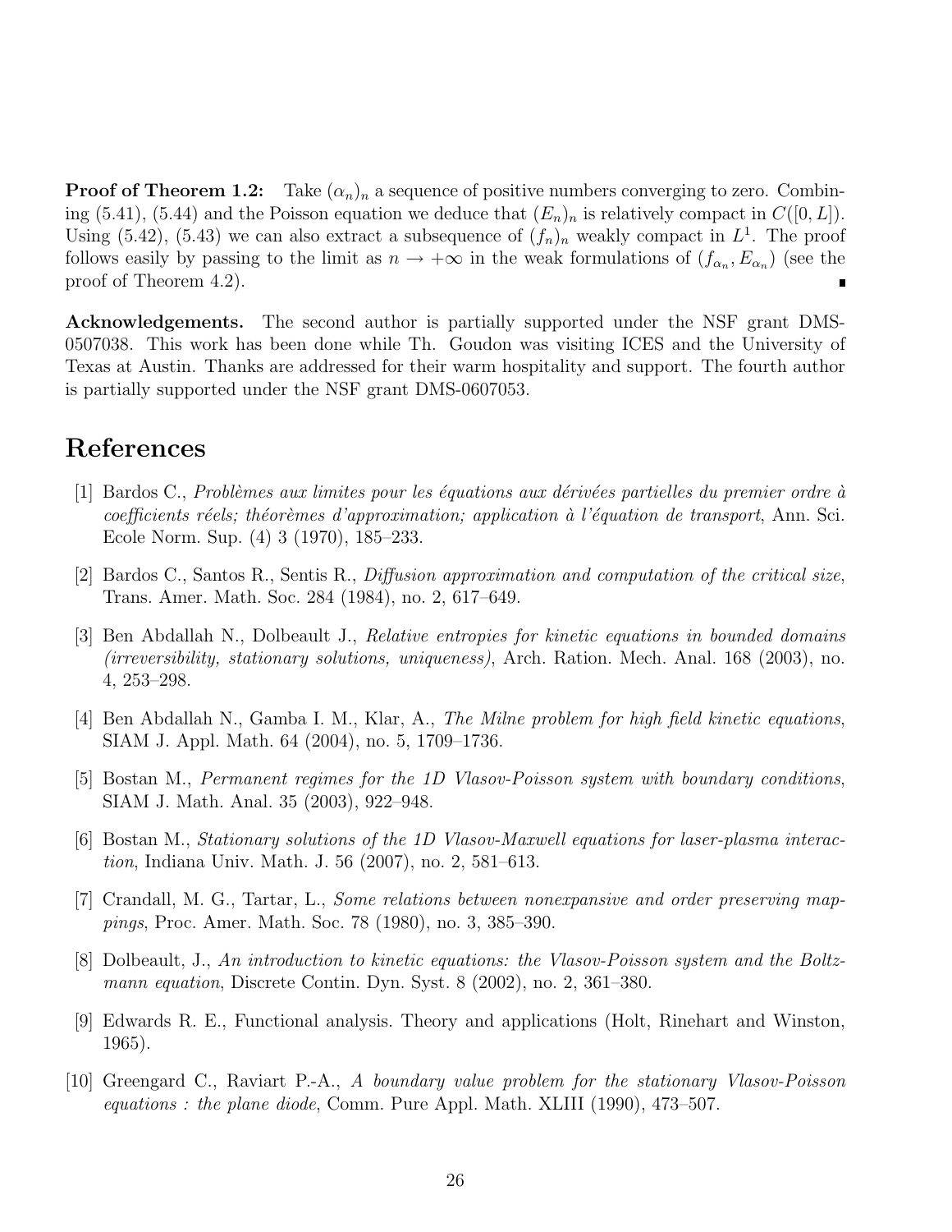**Proof of Theorem 1.2:** Take $(\alpha_n)_n$ a sequence of positive numbers converging to zero. Combining (5.41), (5.44) and the Poisson equation we deduce that $(E_n)_n$ is relatively compact in $C([0, L])$. Using (5.42), (5.43) we can also extract a subsequence of $(f_n)_n$ weakly compact in $L^1$. The proof follows easily by passing to the limit as $n \to +\infty$ in the weak formulations of $(f_{\alpha_n}, E_{\alpha_n})$ (see the proof of Theorem 4.2). ∎

**Acknowledgements.** The second author is partially supported under the NSF grant DMS-0507038. This work has been done while Th. Goudon was visiting ICES and the University of Texas at Austin. Thanks are addressed for their warm hospitality and support. The fourth author is partially supported under the NSF grant DMS-0607053.

# References

[1] Bardos C., *Problèmes aux limites pour les équations aux dérivées partielles du premier ordre à coefficients réels; théorèmes d'approximation; application à l'équation de transport*, Ann. Sci. Ecole Norm. Sup. (4) 3 (1970), 185–233.

[2] Bardos C., Santos R., Sentis R., *Diffusion approximation and computation of the critical size*, Trans. Amer. Math. Soc. 284 (1984), no. 2, 617–649.

[3] Ben Abdallah N., Dolbeault J., *Relative entropies for kinetic equations in bounded domains (irreversibility, stationary solutions, uniqueness)*, Arch. Ration. Mech. Anal. 168 (2003), no. 4, 253–298.

[4] Ben Abdallah N., Gamba I. M., Klar, A., *The Milne problem for high field kinetic equations*, SIAM J. Appl. Math. 64 (2004), no. 5, 1709–1736.

[5] Bostan M., *Permanent regimes for the 1D Vlasov-Poisson system with boundary conditions*, SIAM J. Math. Anal. 35 (2003), 922–948.

[6] Bostan M., *Stationary solutions of the 1D Vlasov-Maxwell equations for laser-plasma interaction*, Indiana Univ. Math. J. 56 (2007), no. 2, 581–613.

[7] Crandall, M. G., Tartar, L., *Some relations between nonexpansive and order preserving mappings*, Proc. Amer. Math. Soc. 78 (1980), no. 3, 385–390.

[8] Dolbeault, J., *An introduction to kinetic equations: the Vlasov-Poisson system and the Boltzmann equation*, Discrete Contin. Dyn. Syst. 8 (2002), no. 2, 361–380.

[9] Edwards R. E., Functional analysis. Theory and applications (Holt, Rinehart and Winston, 1965).

[10] Greengard C., Raviart P.-A., *A boundary value problem for the stationary Vlasov-Poisson equations : the plane diode*, Comm. Pure Appl. Math. XLIII (1990), 473–507.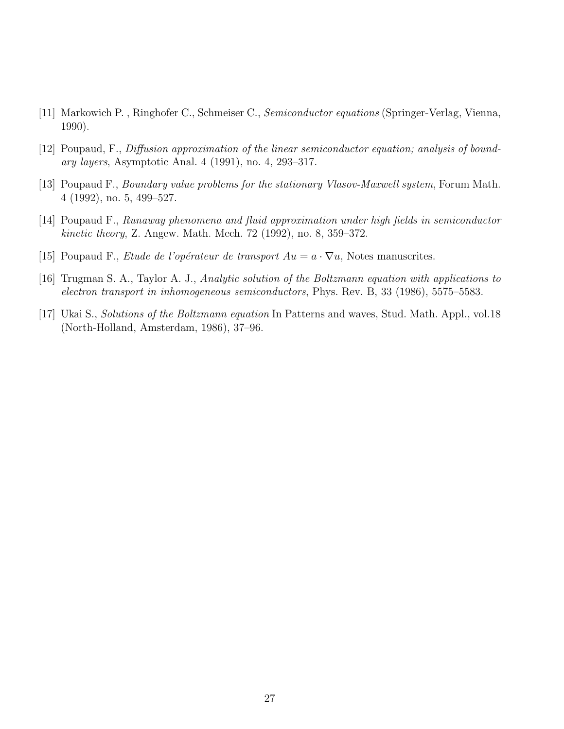- [11] Markowich P. , Ringhofer C., Schmeiser C., *Semiconductor equations* (Springer-Verlag, Vienna, 1990).

- [12] Poupaud, F., *Diffusion approximation of the linear semiconductor equation; analysis of boundary layers*, Asymptotic Anal. 4 (1991), no. 4, 293–317.

- [13] Poupaud F., *Boundary value problems for the stationary Vlasov-Maxwell system*, Forum Math. 4 (1992), no. 5, 499–527.

- [14] Poupaud F., *Runaway phenomena and fluid approximation under high fields in semiconductor kinetic theory*, Z. Angew. Math. Mech. 72 (1992), no. 8, 359–372.

- [15] Poupaud F., *Etude de l'opérateur de transport $Au = a \cdot \nabla u$*, Notes manuscrites.

- [16] Trugman S. A., Taylor A. J., *Analytic solution of the Boltzmann equation with applications to electron transport in inhomogeneous semiconductors*, Phys. Rev. B, 33 (1986), 5575–5583.

- [17] Ukai S., *Solutions of the Boltzmann equation* In Patterns and waves, Stud. Math. Appl., vol.18 (North-Holland, Amsterdam, 1986), 37–96.